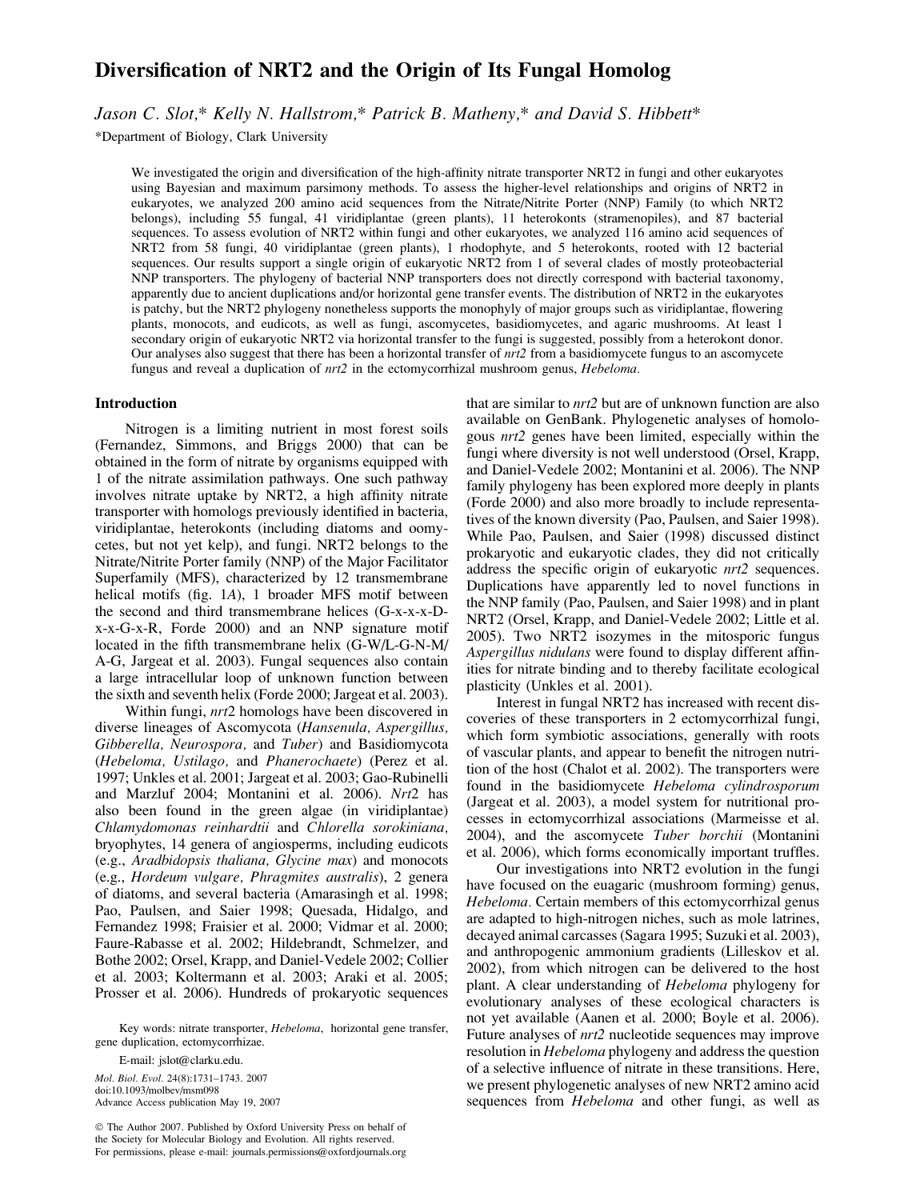# Diversification of NRT2 and the Origin of Its Fungal Homolog

*Jason C. Slot,\* Kelly N. Hallstrom,\* Patrick B. Matheny,\* and David S. Hibbett\**

\*Department of Biology, Clark University

We investigated the origin and diversification of the high-affinity nitrate transporter NRT2 in fungi and other eukaryotes using Bayesian and maximum parsimony methods. To assess the higher-level relationships and origins of NRT2 in eukaryotes, we analyzed 200 amino acid sequences from the Nitrate/Nitrite Porter (NNP) Family (to which NRT2 belongs), including 55 fungal, 41 viridiplantae (green plants), 11 heterokonts (stramenopiles), and 87 bacterial sequences. To assess evolution of NRT2 within fungi and other eukaryotes, we analyzed 116 amino acid sequences of NRT2 from 58 fungi, 40 viridiplantae (green plants), 1 rhodophyte, and 5 heterokonts, rooted with 12 bacterial sequences. Our results support a single origin of eukaryotic NRT2 from 1 of several clades of mostly proteobacterial NNP transporters. The phylogeny of bacterial NNP transporters does not directly correspond with bacterial taxonomy, apparently due to ancient duplications and/or horizontal gene transfer events. The distribution of NRT2 in the eukaryotes is patchy, but the NRT2 phylogeny nonetheless supports the monophyly of major groups such as viridiplantae, flowering plants, monocots, and eudicots, as well as fungi, ascomycetes, basidiomycetes, and agaric mushrooms. At least 1 secondary origin of eukaryotic NRT2 via horizontal transfer to the fungi is suggested, possibly from a heterokont donor. Our analyses also suggest that there has been a horizontal transfer of *nrt2* from a basidiomycete fungus to an ascomycete fungus and reveal a duplication of *nrt2* in the ectomycorrhizal mushroom genus, *Hebeloma*.

## Introduction

Nitrogen is a limiting nutrient in most forest soils (Fernandez, Simmons, and Briggs 2000) that can be obtained in the form of nitrate by organisms equipped with 1 of the nitrate assimilation pathways. One such pathway involves nitrate uptake by NRT2, a high affinity nitrate transporter with homologs previously identified in bacteria, viridiplantae, heterokonts (including diatoms and oomycetes, but not yet kelp), and fungi. NRT2 belongs to the Nitrate/Nitrite Porter family (NNP) of the Major Facilitator Superfamily (MFS), characterized by 12 transmembrane helical motifs (fig. 1*A*), 1 broader MFS motif between the second and third transmembrane helices (G-x-x-x-D-x-x-G-x-R, Forde 2000) and an NNP signature motif located in the fifth transmembrane helix (G-W/L-G-N-M/A-G, Jargeat et al. 2003). Fungal sequences also contain a large intracellular loop of unknown function between the sixth and seventh helix (Forde 2000; Jargeat et al. 2003).

Within fungi, *nrt*2 homologs have been discovered in diverse lineages of Ascomycota (*Hansenula, Aspergillus, Gibberella, Neurospora,* and *Tuber*) and Basidiomycota (*Hebeloma, Ustilago,* and *Phanerochaete*) (Perez et al. 1997; Unkles et al. 2001; Jargeat et al. 2003; Gao-Rubinelli and Marzluf 2004; Montanini et al. 2006). *Nrt*2 has also been found in the green algae (in viridiplantae) *Chlamydomonas reinhardtii* and *Chlorella sorokiniana*, bryophytes, 14 genera of angiosperms, including eudicots (e.g., *Aradbidopsis thaliana, Glycine max*) and monocots (e.g., *Hordeum vulgare, Phragmites australis*), 2 genera of diatoms, and several bacteria (Amarasingh et al. 1998; Pao, Paulsen, and Saier 1998; Quesada, Hidalgo, and Fernandez 1998; Fraisier et al. 2000; Vidmar et al. 2000; Faure-Rabasse et al. 2002; Hildebrandt, Schmelzer, and Bothe 2002; Orsel, Krapp, and Daniel-Vedele 2002; Collier et al. 2003; Koltermann et al. 2003; Araki et al. 2005; Prosser et al. 2006). Hundreds of prokaryotic sequences that are similar to *nrt2* but are of unknown function are also available on GenBank. Phylogenetic analyses of homologous *nrt2* genes have been limited, especially within the fungi where diversity is not well understood (Orsel, Krapp, and Daniel-Vedele 2002; Montanini et al. 2006). The NNP family phylogeny has been explored more deeply in plants (Forde 2000) and also more broadly to include representatives of the known diversity (Pao, Paulsen, and Saier 1998). While Pao, Paulsen, and Saier (1998) discussed distinct prokaryotic and eukaryotic clades, they did not critically address the specific origin of eukaryotic *nrt2* sequences. Duplications have apparently led to novel functions in the NNP family (Pao, Paulsen, and Saier 1998) and in plant NRT2 (Orsel, Krapp, and Daniel-Vedele 2002; Little et al. 2005). Two NRT2 isozymes in the mitosporic fungus *Aspergillus nidulans* were found to display different affinities for nitrate binding and to thereby facilitate ecological plasticity (Unkles et al. 2001).

Interest in fungal NRT2 has increased with recent discoveries of these transporters in 2 ectomycorrhizal fungi, which form symbiotic associations, generally with roots of vascular plants, and appear to benefit the nitrogen nutrition of the host (Chalot et al. 2002). The transporters were found in the basidiomycete *Hebeloma cylindrosporum* (Jargeat et al. 2003), a model system for nutritional processes in ectomycorrhizal associations (Marmeisse et al. 2004), and the ascomycete *Tuber borchii* (Montanini et al. 2006), which forms economically important truffles.

Our investigations into NRT2 evolution in the fungi have focused on the euagaric (mushroom forming) genus, *Hebeloma*. Certain members of this ectomycorrhizal genus are adapted to high-nitrogen niches, such as mole latrines, decayed animal carcasses (Sagara 1995; Suzuki et al. 2003), and anthropogenic ammonium gradients (Lilleskov et al. 2002), from which nitrogen can be delivered to the host plant. A clear understanding of *Hebeloma* phylogeny for evolutionary analyses of these ecological characters is not yet available (Aanen et al. 2000; Boyle et al. 2006). Future analyses of *nrt2* nucleotide sequences may improve resolution in *Hebeloma* phylogeny and address the question of a selective influence of nitrate in these transitions. Here, we present phylogenetic analyses of new NRT2 amino acid sequences from *Hebeloma* and other fungi, as well as

Key words: nitrate transporter, *Hebeloma*, horizontal gene transfer, gene duplication, ectomycorrhizae.

E-mail: jslot@clarku.edu.

*Mol. Biol. Evol.* 24(8):1731–1743. 2007
doi:10.1093/molbev/msm098
Advance Access publication May 19, 2007

© The Author 2007. Published by Oxford University Press on behalf of the Society for Molecular Biology and Evolution. All rights reserved. For permissions, please e-mail: journals.permissions@oxfordjournals.org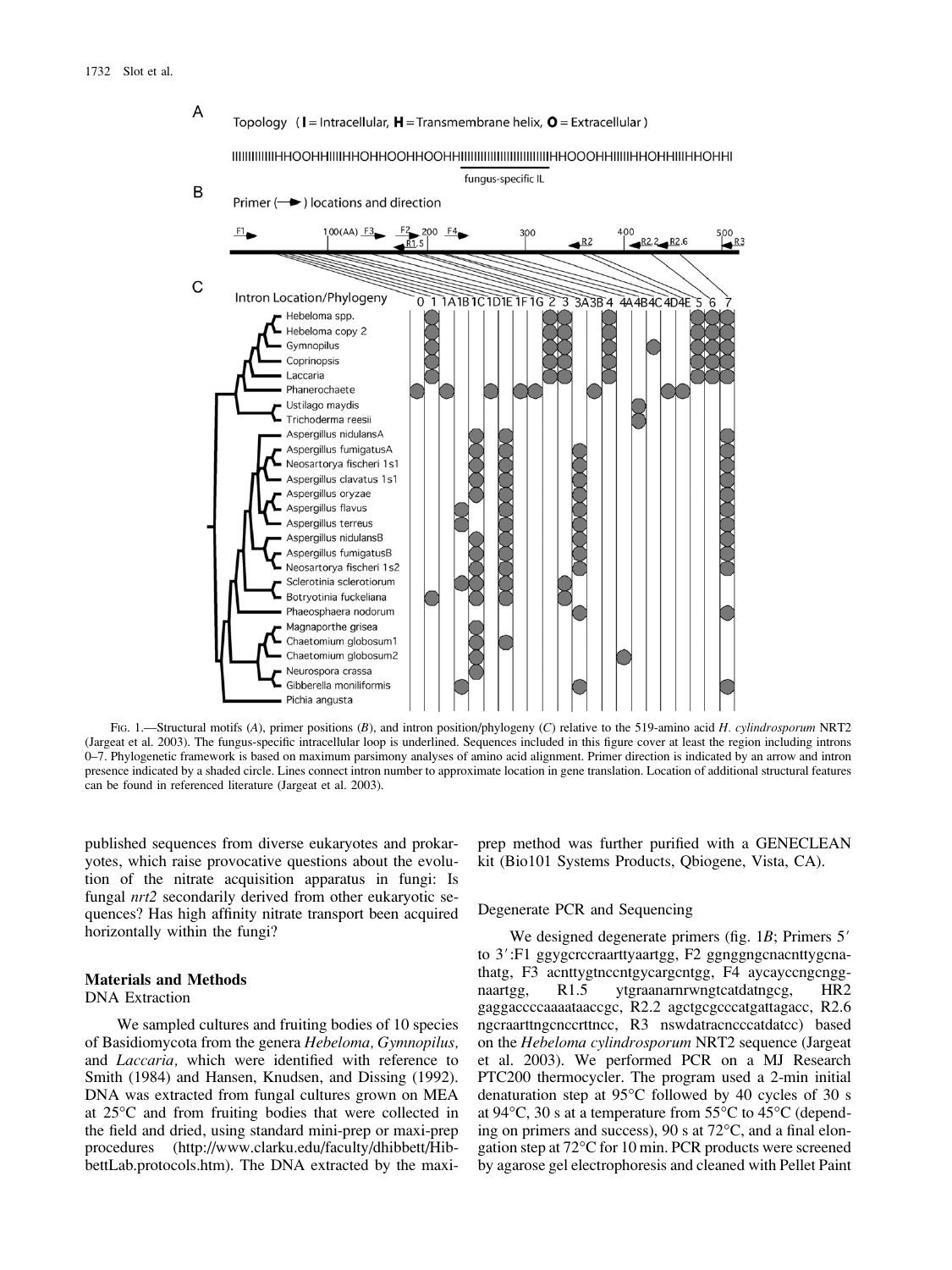FIG. 1.—Structural motifs (*A*), primer positions (*B*), and intron position/phylogeny (*C*) relative to the 519-amino acid *H. cylindrosporum* NRT2 (Jargeat et al. 2003). The fungus-specific intracellular loop is underlined. Sequences included in this figure cover at least the region including introns 0–7. Phylogenetic framework is based on maximum parsimony analyses of amino acid alignment. Primer direction is indicated by an arrow and intron presence indicated by a shaded circle. Lines connect intron number to approximate location in gene translation. Location of additional structural features can be found in referenced literature (Jargeat et al. 2003).

published sequences from diverse eukaryotes and prokaryotes, which raise provocative questions about the evolution of the nitrate acquisition apparatus in fungi: Is fungal *nrt2* secondarily derived from other eukaryotic sequences? Has high affinity nitrate transport been acquired horizontally within the fungi?

## Materials and Methods

### DNA Extraction

We sampled cultures and fruiting bodies of 10 species of Basidiomycota from the genera *Hebeloma, Gymnopilus,* and *Laccaria,* which were identified with reference to Smith (1984) and Hansen, Knudsen, and Dissing (1992). DNA was extracted from fungal cultures grown on MEA at 25°C and from fruiting bodies that were collected in the field and dried, using standard mini-prep or maxi-prep procedures (http://www.clarku.edu/faculty/dhibbett/HibbettLab.protocols.htm). The DNA extracted by the maxi-prep method was further purified with a GENECLEAN kit (Bio101 Systems Products, Qbiogene, Vista, CA).

### Degenerate PCR and Sequencing

We designed degenerate primers (fig. 1*B*; Primers 5′ to 3′:F1 ggygcrccraarttyaartgg, F2 ggnggngcnacnttygcnathatg, F3 acnttygtnccntgycargcntgg, F4 aycayccngcnggnaartgg, R1.5 ytgraanarnrwngtcatdatngcg, HR2 gaggaccccaaaataaccgc, R2.2 agctgcgcccatgattagacc, R2.6 ngcraarttngcnccrttncc, R3 nswdatracnccatdatcc) based on the *Hebeloma cylindrosporum* NRT2 sequence (Jargeat et al. 2003). We performed PCR on a MJ Research PTC200 thermocycler. The program used a 2-min initial denaturation step at 95°C followed by 40 cycles of 30 s at 94°C, 30 s at a temperature from 55°C to 45°C (depending on primers and success), 90 s at 72°C, and a final elongation step at 72°C for 10 min. PCR products were screened by agarose gel electrophoresis and cleaned with Pellet Paint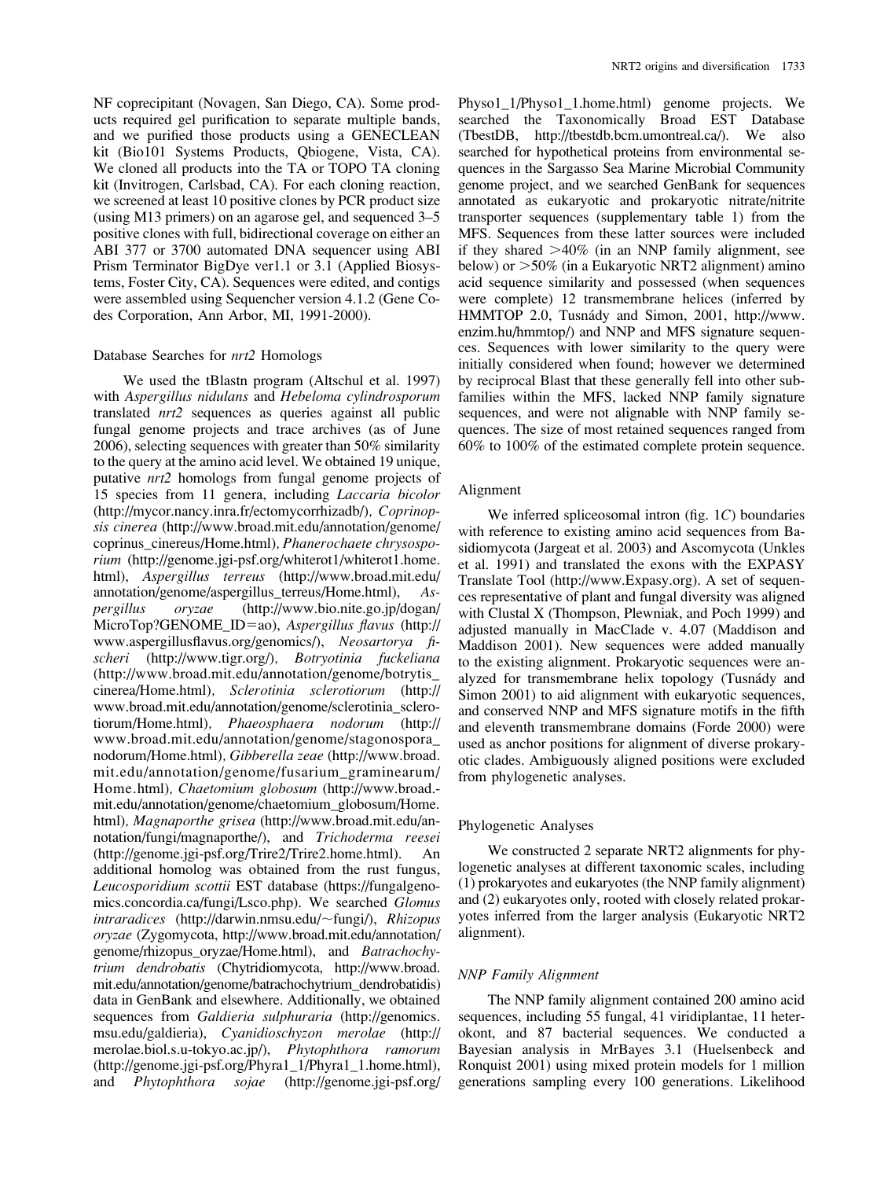NF coprecipitant (Novagen, San Diego, CA). Some products required gel purification to separate multiple bands, and we purified those products using a GENECLEAN kit (Bio101 Systems Products, Qbiogene, Vista, CA). We cloned all products into the TA or TOPO TA cloning kit (Invitrogen, Carlsbad, CA). For each cloning reaction, we screened at least 10 positive clones by PCR product size (using M13 primers) on an agarose gel, and sequenced 3–5 positive clones with full, bidirectional coverage on either an ABI 377 or 3700 automated DNA sequencer using ABI Prism Terminator BigDye ver1.1 or 3.1 (Applied Biosystems, Foster City, CA). Sequences were edited, and contigs were assembled using Sequencher version 4.1.2 (Gene Codes Corporation, Ann Arbor, MI, 1991-2000).

### Database Searches for *nrt2* Homologs

We used the tBlastn program (Altschul et al. 1997) with *Aspergillus nidulans* and *Hebeloma cylindrosporum* translated *nrt2* sequences as queries against all public fungal genome projects and trace archives (as of June 2006), selecting sequences with greater than 50% similarity to the query at the amino acid level. We obtained 19 unique, putative *nrt2* homologs from fungal genome projects of 15 species from 11 genera, including *Laccaria bicolor* (http://mycor.nancy.inra.fr/ectomycorrhizadb/), *Coprinopsis cinerea* (http://www.broad.mit.edu/annotation/genome/coprinus_cinereus/Home.html), *Phanerochaete chrysosporium* (http://genome.jgi-psf.org/whiterot1/whiterot1.home.html), *Aspergillus terreus* (http://www.broad.mit.edu/annotation/genome/aspergillus_terreus/Home.html), *Aspergillus oryzae* (http://www.bio.nite.go.jp/dogan/MicroTop?GENOME_ID=ao), *Aspergillus flavus* (http://www.aspergillusflavus.org/genomics/), *Neosartorya fischeri* (http://www.tigr.org/), *Botryotinia fuckeliana* (http://www.broad.mit.edu/annotation/genome/botrytis_cinerea/Home.html), *Sclerotinia sclerotiorum* (http://www.broad.mit.edu/annotation/genome/sclerotinia_sclerotiorum/Home.html), *Phaeosphaera nodorum* (http://www.broad.mit.edu/annotation/genome/stagonospora_nodorum/Home.html), *Gibberella zeae* (http://www.broad.mit.edu/annotation/genome/fusarium_graminearum/Home.html), *Chaetomium globosum* (http://www.broad.mit.edu/annotation/genome/chaetomium_globosum/Home.html), *Magnaporthe grisea* (http://www.broad.mit.edu/annotation/fungi/magnaporthe/), and *Trichoderma reesei* (http://genome.jgi-psf.org/Trire2/Trire2.home.html). An additional homolog was obtained from the rust fungus, *Leucosporidium scottii* EST database (https://fungalgenomics.concordia.ca/fungi/Lsco.php). We searched *Glomus intraradices* (http://darwin.nmsu.edu/~fungi/), *Rhizopus oryzae* (Zygomycota, http://www.broad.mit.edu/annotation/genome/rhizopus_oryzae/Home.html), and *Batrachochytrium dendrobatis* (Chytridiomycota, http://www.broad.mit.edu/annotation/genome/batrachochytrium_dendrobatidis) data in GenBank and elsewhere. Additionally, we obtained sequences from *Galdieria sulphuraria* (http://genomics.msu.edu/galdieria), *Cyanidioschyzon merolae* (http://merolae.biol.s.u-tokyo.ac.jp/), *Phytophthora ramorum* (http://genome.jgi-psf.org/Phyra1_1/Phyra1_1.home.html), and *Phytophthora sojae* (http://genome.jgi-psf.org/Physo1_1/Physo1_1.home.html) genome projects. We searched the Taxonomically Broad EST Database (TbestDB, http://tbestdb.bcm.umontreal.ca/). We also searched for hypothetical proteins from environmental sequences in the Sargasso Sea Marine Microbial Community genome project, and we searched GenBank for sequences annotated as eukaryotic and prokaryotic nitrate/nitrite transporter sequences (supplementary table 1) from the MFS. Sequences from these latter sources were included if they shared >40% (in an NNP family alignment, see below) or >50% (in a Eukaryotic NRT2 alignment) amino acid sequence similarity and possessed (when sequences were complete) 12 transmembrane helices (inferred by HMMTOP 2.0, Tusnády and Simon, 2001, http://www.enzim.hu/hmmtop/) and NNP and MFS signature sequences. Sequences with lower similarity to the query were initially considered when found; however we determined by reciprocal Blast that these generally fell into other subfamilies within the MFS, lacked NNP family signature sequences, and were not alignable with NNP family sequences. The size of most retained sequences ranged from 60% to 100% of the estimated complete protein sequence.

### Alignment

We inferred spliceosomal intron (fig. 1*C*) boundaries with reference to existing amino acid sequences from Basidiomycota (Jargeat et al. 2003) and Ascomycota (Unkles et al. 1991) and translated the exons with the EXPASY Translate Tool (http://www.Expasy.org). A set of sequences representative of plant and fungal diversity was aligned with Clustal X (Thompson, Plewniak, and Poch 1999) and adjusted manually in MacClade v. 4.07 (Maddison and Maddison 2001). New sequences were added manually to the existing alignment. Prokaryotic sequences were analyzed for transmembrane helix topology (Tusnády and Simon 2001) to aid alignment with eukaryotic sequences, and conserved NNP and MFS signature motifs in the fifth and eleventh transmembrane domains (Forde 2000) were used as anchor positions for alignment of diverse prokaryotic clades. Ambiguously aligned positions were excluded from phylogenetic analyses.

### Phylogenetic Analyses

We constructed 2 separate NRT2 alignments for phylogenetic analyses at different taxonomic scales, including (1) prokaryotes and eukaryotes (the NNP family alignment) and (2) eukaryotes only, rooted with closely related prokaryotes inferred from the larger analysis (Eukaryotic NRT2 alignment).

#### *NNP Family Alignment*

The NNP family alignment contained 200 amino acid sequences, including 55 fungal, 41 viridiplantae, 11 heterokont, and 87 bacterial sequences. We conducted a Bayesian analysis in MrBayes 3.1 (Huelsenbeck and Ronquist 2001) using mixed protein models for 1 million generations sampling every 100 generations. Likelihood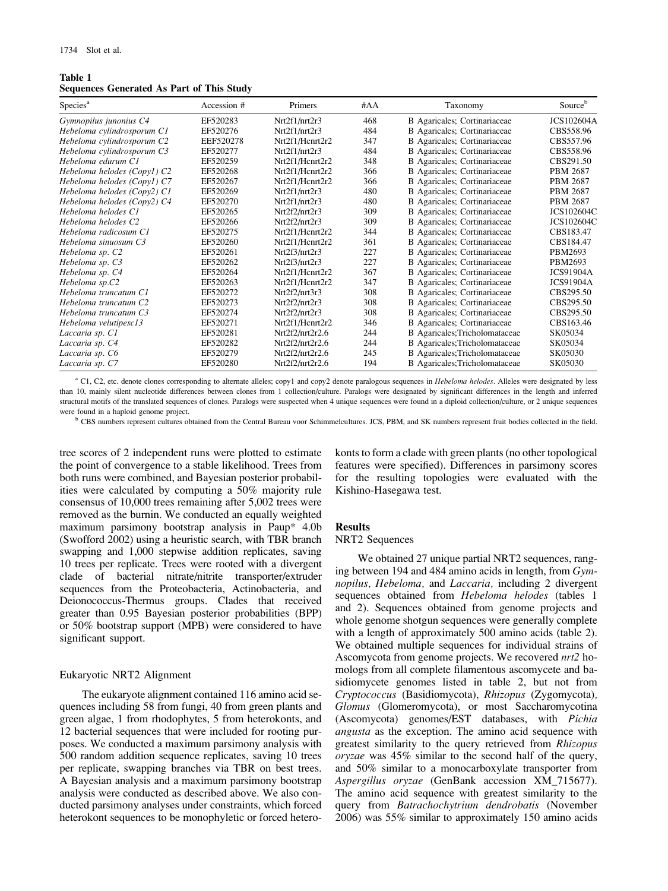**Table 1**
**Sequences Generated As Part of This Study**

| Species[a] | Accession # | Primers | #AA | Taxonomy | Source[b] |
|---|---|---|---|---|---|
| *Gymnopilus junonius C4* | EF520283 | Nrt2f1/nrt2r3 | 468 | B Agaricales; Cortinariaceae | JCS102604A |
| *Hebeloma cylindrosporum C1* | EF520276 | Nrt2f1/nrt2r3 | 484 | B Agaricales; Cortinariaceae | CBS558.96 |
| *Hebeloma cylindrosporum C2* | EEF520278 | Nrt2f1/Hcnrt2r2 | 347 | B Agaricales; Cortinariaceae | CBS557.96 |
| *Hebeloma cylindrosporum C3* | EF520277 | Nrt2f1/nrt2r3 | 484 | B Agaricales; Cortinariaceae | CBS558.96 |
| *Hebeloma edurum C1* | EF520259 | Nrt2f1/Hcnrt2r2 | 348 | B Agaricales; Cortinariaceae | CBS291.50 |
| *Hebeloma helodes (Copy1) C2* | EF520268 | Nrt2f1/Hcnrt2r2 | 366 | B Agaricales; Cortinariaceae | PBM 2687 |
| *Hebeloma helodes (Copy1) C7* | EF520267 | Nrt2f1/Hcnrt2r2 | 366 | B Agaricales; Cortinariaceae | PBM 2687 |
| *Hebeloma helodes (Copy2) C1* | EF520269 | Nrt2f1/nrt2r3 | 480 | B Agaricales; Cortinariaceae | PBM 2687 |
| *Hebeloma helodes (Copy2) C4* | EF520270 | Nrt2f1/nrt2r3 | 480 | B Agaricales; Cortinariaceae | PBM 2687 |
| *Hebeloma helodes C1* | EF520265 | Nrt2f2/nrt2r3 | 309 | B Agaricales; Cortinariaceae | JCS102604C |
| *Hebeloma helodes C2* | EF520266 | Nrt2f2/nrt2r3 | 309 | B Agaricales; Cortinariaceae | JCS102604C |
| *Hebeloma radicosum C1* | EF520275 | Nrt2f1/Hcnrt2r2 | 344 | B Agaricales; Cortinariaceae | CBS183.47 |
| *Hebeloma sinuosum C3* | EF520260 | Nrt2f1/Hcnrt2r2 | 361 | B Agaricales; Cortinariaceae | CBS184.47 |
| *Hebeloma sp. C2* | EF520261 | Nrt2f3/nrt2r3 | 227 | B Agaricales; Cortinariaceae | PBM2693 |
| *Hebeloma sp. C3* | EF520262 | Nrt2f3/nrt2r3 | 227 | B Agaricales; Cortinariaceae | PBM2693 |
| *Hebeloma sp. C4* | EF520264 | Nrt2f1/Hcnrt2r2 | 367 | B Agaricales; Cortinariaceae | JCS91904A |
| *Hebeloma sp.C2* | EF520263 | Nrt2f1/Hcnrt2r2 | 347 | B Agaricales; Cortinariaceae | JCS91904A |
| *Hebeloma truncatum C1* | EF520272 | Nrt2f2/nrt3r3 | 308 | B Agaricales; Cortinariaceae | CBS295.50 |
| *Hebeloma truncatum C2* | EF520273 | Nrt2f2/nrt2r3 | 308 | B Agaricales; Cortinariaceae | CBS295.50 |
| *Hebeloma truncatum C3* | EF520274 | Nrt2f2/nrt2r3 | 308 | B Agaricales; Cortinariaceae | CBS295.50 |
| *Hebeloma velutipesc13* | EF520271 | Nrt2f1/Hcnrt2r2 | 346 | B Agaricales; Cortinariaceae | CBS163.46 |
| *Laccaria sp. C1* | EF520281 | Nrt2f2/nrt2r2.6 | 244 | B Agaricales;Tricholomataceae | SK05034 |
| *Laccaria sp. C4* | EF520282 | Nrt2f2/nrt2r2.6 | 244 | B Agaricales;Tricholomataceae | SK05034 |
| *Laccaria sp. C6* | EF520279 | Nrt2f2/nrt2r2.6 | 245 | B Agaricales;Tricholomataceae | SK05030 |
| *Laccaria sp. C7* | EF520280 | Nrt2f2/nrt2r2.6 | 194 | B Agaricales;Tricholomataceae | SK05030 |

[a] C1, C2, etc. denote clones corresponding to alternate alleles; copy1 and copy2 denote paralogous sequences in *Hebeloma helodes*. Alleles were designated by less than 10, mainly silent nucleotide differences between clones from 1 collection/culture. Paralogs were designated by significant differences in the length and inferred structural motifs of the translated sequences of clones. Paralogs were suspected when 4 unique sequences were found in a diploid collection/culture, or 2 unique sequences were found in a haploid genome project.

[b] CBS numbers represent cultures obtained from the Central Bureau voor Schimmelcultures. JCS, PBM, and SK numbers represent fruit bodies collected in the field.

tree scores of 2 independent runs were plotted to estimate the point of convergence to a stable likelihood. Trees from both runs were combined, and Bayesian posterior probabilities were calculated by computing a 50% majority rule consensus of 10,000 trees remaining after 5,002 trees were removed as the burnin. We conducted an equally weighted maximum parsimony bootstrap analysis in Paup* 4.0b (Swofford 2002) using a heuristic search, with TBR branch swapping and 1,000 stepwise addition replicates, saving 10 trees per replicate. Trees were rooted with a divergent clade of bacterial nitrate/nitrite transporter/extruder sequences from the Proteobacteria, Actinobacteria, and Deinococcus-Thermus groups. Clades that received greater than 0.95 Bayesian posterior probabilities (BPP) or 50% bootstrap support (MPB) were considered to have significant support.

### Eukaryotic NRT2 Alignment

The eukaryote alignment contained 116 amino acid sequences including 58 from fungi, 40 from green plants and green algae, 1 from rhodophytes, 5 from heterokonts, and 12 bacterial sequences that were included for rooting purposes. We conducted a maximum parsimony analysis with 500 random addition sequence replicates, saving 10 trees per replicate, swapping branches via TBR on best trees. A Bayesian analysis and a maximum parsimony bootstrap analysis were conducted as described above. We also conducted parsimony analyses under constraints, which forced heterokont sequences to be monophyletic or forced heterokonts to form a clade with green plants (no other topological features were specified). Differences in parsimony scores for the resulting topologies were evaluated with the Kishino-Hasegawa test.

## Results

### NRT2 Sequences

We obtained 27 unique partial NRT2 sequences, ranging between 194 and 484 amino acids in length, from *Gymnopilus, Hebeloma,* and *Laccaria,* including 2 divergent sequences obtained from *Hebeloma helodes* (tables 1 and 2). Sequences obtained from genome projects and whole genome shotgun sequences were generally complete with a length of approximately 500 amino acids (table 2). We obtained multiple sequences for individual strains of Ascomycota from genome projects. We recovered *nrt2* homologs from all complete filamentous ascomycete and basidiomycete genomes listed in table 2, but not from *Cryptococcus* (Basidiomycota), *Rhizopus* (Zygomycota)*, Glomus* (Glomeromycota), or most Saccharomycotina (Ascomycota) genomes/EST databases, with *Pichia angusta* as the exception. The amino acid sequence with greatest similarity to the query retrieved from *Rhizopus oryzae* was 45% similar to the second half of the query, and 50% similar to a monocarboxylate transporter from *Aspergillus oryzae* (GenBank accession XM_715677). The amino acid sequence with greatest similarity to the query from *Batrachochytrium dendrobatis* (November 2006) was 55% similar to approximately 150 amino acids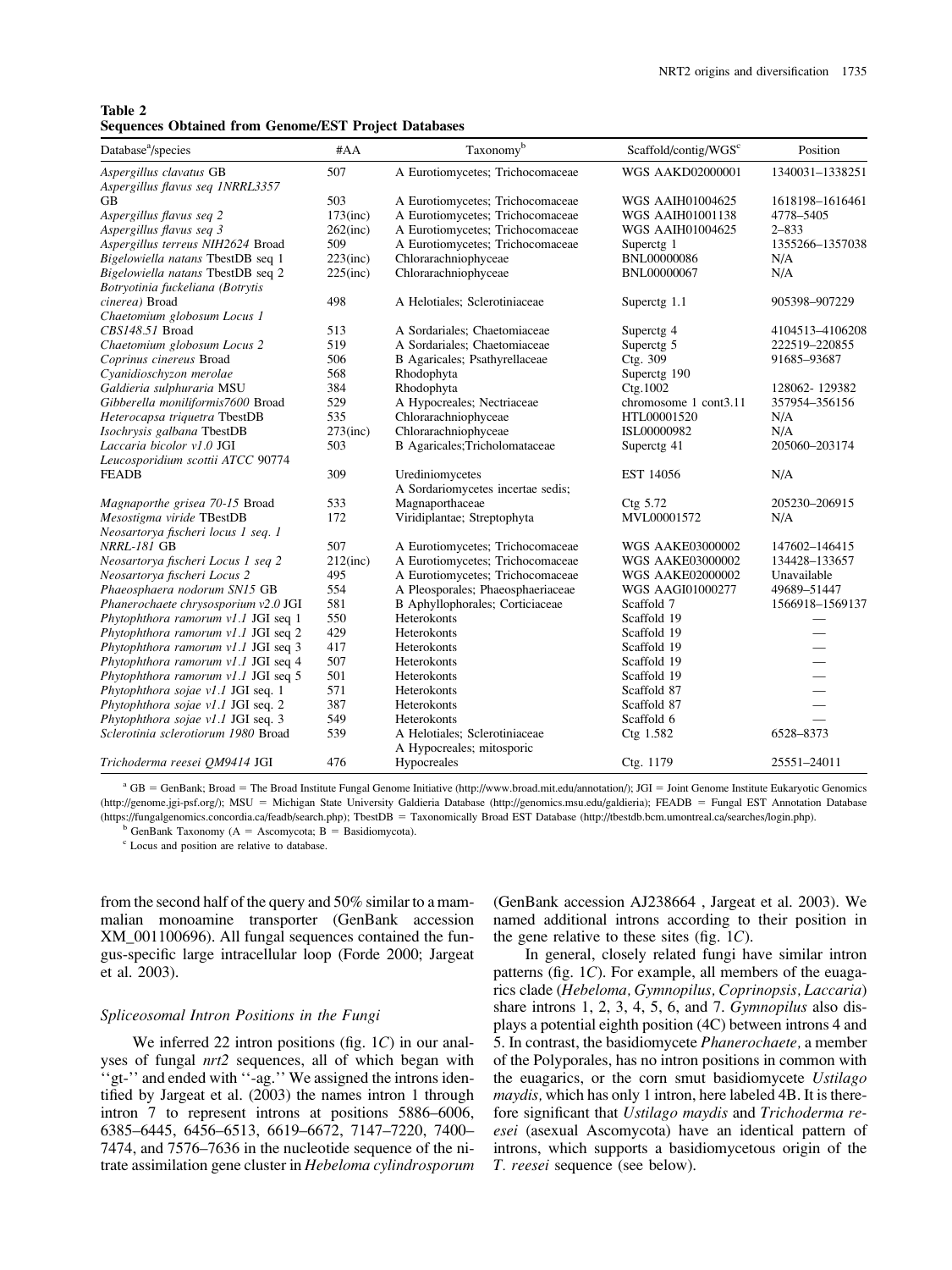**Table 2**
**Sequences Obtained from Genome/EST Project Databases**

| Database[a]/species | #AA | Taxonomy[b] | Scaffold/contig/WGS[c] | Position |
|---|---|---|---|---|
| *Aspergillus clavatus* GB | 507 | A Eurotiomycetes; Trichocomaceae | WGS AAKD02000001 | 1340031–1338251 |
| *Aspergillus flavus seq 1NRRL3357* GB | 503 | A Eurotiomycetes; Trichocomaceae | WGS AAIH01004625 | 1618198–1616461 |
| *Aspergillus flavus seq 2* | 173(inc) | A Eurotiomycetes; Trichocomaceae | WGS AAIH01001138 | 4778–5405 |
| *Aspergillus flavus seq 3* | 262(inc) | A Eurotiomycetes; Trichocomaceae | WGS AAIH01004625 | 2–833 |
| *Aspergillus terreus NIH2624* Broad | 509 | A Eurotiomycetes; Trichocomaceae | Superctg 1 | 1355266–1357038 |
| *Bigelowiella natans* TbestDB seq 1 | 223(inc) | Chlorarachniophyceae | BNL00000086 | N/A |
| *Bigelowiella natans* TbestDB seq 2 | 225(inc) | Chlorarachniophyceae | BNL00000067 | N/A |
| *Botryotinia fuckeliana (Botrytis cinerea)* Broad | 498 | A Helotiales; Sclerotiniaceae | Superctg 1.1 | 905398–907229 |
| *Chaetomium globosum Locus 1 CBS148.51* Broad | 513 | A Sordariales; Chaetomiaceae | Superctg 4 | 4104513–4106208 |
| *Chaetomium globosum Locus 2* | 519 | A Sordariales; Chaetomiaceae | Superctg 5 | 222519–220855 |
| *Coprinus cinereus* Broad | 506 | B Agaricales; Psathyrellaceae | Ctg. 309 | 91685–93687 |
| *Cyanidioschyzon merolae* | 568 | Rhodophyta | Superctg 190 | |
| *Galdieria sulphuraria* MSU | 384 | Rhodophyta | Ctg.1002 | 128062- 129382 |
| *Gibberella moniliformis7600* Broad | 529 | A Hypocreales; Nectriaceae | chromosome 1 cont3.11 | 357954–356156 |
| *Heterocapsa triquetra* TbestDB | 535 | Chlorarachniophyceae | HTL00001520 | N/A |
| *Isochrysis galbana* TbestDB | 273(inc) | Chlorarachniophyceae | ISL00000982 | N/A |
| *Laccaria bicolor v1.0* JGI | 503 | B Agaricales;Tricholomataceae | Superctg 41 | 205060–203174 |
| *Leucosporidium scottii ATCC 90774* FEADB | 309 | Urediniomycetes | EST 14056 | N/A |
| *Magnaporthe grisea 70-15* Broad | 533 | A Sordariomycetes incertae sedis; Magnaporthaceae | Ctg 5.72 | 205230–206915 |
| *Mesostigma viride* TBestDB | 172 | Viridiplantae; Streptophyta | MVL00001572 | N/A |
| *Neosartorya fischeri locus 1 seq. 1 NRRL-181* GB | 507 | A Eurotiomycetes; Trichocomaceae | WGS AAKE03000002 | 147602–146415 |
| *Neosartorya fischeri Locus 1 seq 2* | 212(inc) | A Eurotiomycetes; Trichocomaceae | WGS AAKE03000002 | 134428–133657 |
| *Neosartorya fischeri Locus 2* | 495 | A Eurotiomycetes; Trichocomaceae | WGS AAKE02000002 | Unavailable |
| *Phaeosphaera nodorum SN15* GB | 554 | A Pleosporales; Phaeosphaeriaceae | WGS AAGI01000277 | 49689–51447 |
| *Phanerochaete chrysosporium v2.0* JGI | 581 | B Aphyllophorales; Corticiaceae | Scaffold 7 | 1566918–1569137 |
| *Phytophthora ramorum v1.1* JGI seq 1 | 550 | Heterokonts | Scaffold 19 | — |
| *Phytophthora ramorum v1.1* JGI seq 2 | 429 | Heterokonts | Scaffold 19 | — |
| *Phytophthora ramorum v1.1* JGI seq 3 | 417 | Heterokonts | Scaffold 19 | — |
| *Phytophthora ramorum v1.1* JGI seq 4 | 507 | Heterokonts | Scaffold 19 | — |
| *Phytophthora ramorum v1.1* JGI seq 5 | 501 | Heterokonts | Scaffold 19 | — |
| *Phytophthora sojae v1.1* JGI seq. 1 | 571 | Heterokonts | Scaffold 87 | — |
| *Phytophthora sojae v1.1* JGI seq. 2 | 387 | Heterokonts | Scaffold 87 | — |
| *Phytophthora sojae v1.1* JGI seq 3 | 549 | Heterokonts | Scaffold 6 | — |
| *Sclerotinia sclerotiorum 1980* Broad | 539 | A Helotiales; Sclerotiniaceae | Ctg 1.582 | 6528–8373 |
| *Trichoderma reesei QM9414* JGI | 476 | A Hypocreales; mitosporic Hypocreales | Ctg. 1179 | 25551–24011 |

[a] GB = GenBank; Broad = The Broad Institute Fungal Genome Initiative (http://www.broad.mit.edu/annotation/); JGI = Joint Genome Institute Eukaryotic Genomics (http://genome.jgi-psf.org/); MSU = Michigan State University Galdieria Database (http://genomics.msu.edu/galdieria); FEADB = Fungal EST Annotation Database (https://fungalgenomics.concordia.ca/feadb/search.php); TbestDB = Taxonomically Broad EST Database (http://tbestdb.bcm.umontreal.ca/searches/login.php).

[b] GenBank Taxonomy (A = Ascomycota; B = Basidiomycota).

[c] Locus and position are relative to database.

from the second half of the query and 50% similar to a mammalian monoamine transporter (GenBank accession XM_001100696). All fungal sequences contained the fungus-specific large intracellular loop (Forde 2000; Jargeat et al. 2003).

### Spliceosomal Intron Positions in the Fungi

We inferred 22 intron positions (fig. 1*C*) in our analyses of fungal *nrt2* sequences, all of which began with "gt-" and ended with "-ag." We assigned the introns identified by Jargeat et al. (2003) the names intron 1 through intron 7 to represent introns at positions 5886–6006, 6385–6445, 6456–6513, 6619–6672, 7147–7220, 7400–7474, and 7576–7636 in the nucleotide sequence of the nitrate assimilation gene cluster in *Hebeloma cylindrosporum* (GenBank accession AJ238664 , Jargeat et al. 2003). We named additional introns according to their position in the gene relative to these sites (fig. 1*C*).

In general, closely related fungi have similar intron patterns (fig. 1*C*). For example, all members of the euagarics clade (*Hebeloma, Gymnopilus, Coprinopsis, Laccaria*) share introns 1, 2, 3, 4, 5, 6, and 7. *Gymnopilus* also displays a potential eighth position (4C) between introns 4 and 5. In contrast, the basidiomycete *Phanerochaete,* a member of the Polyporales, has no intron positions in common with the euagarics, or the corn smut basidiomycete *Ustilago maydis,* which has only 1 intron, here labeled 4B. It is therefore significant that *Ustilago maydis* and *Trichoderma reesei* (asexual Ascomycota) have an identical pattern of introns, which supports a basidiomycetous origin of the *T. reesei* sequence (see below).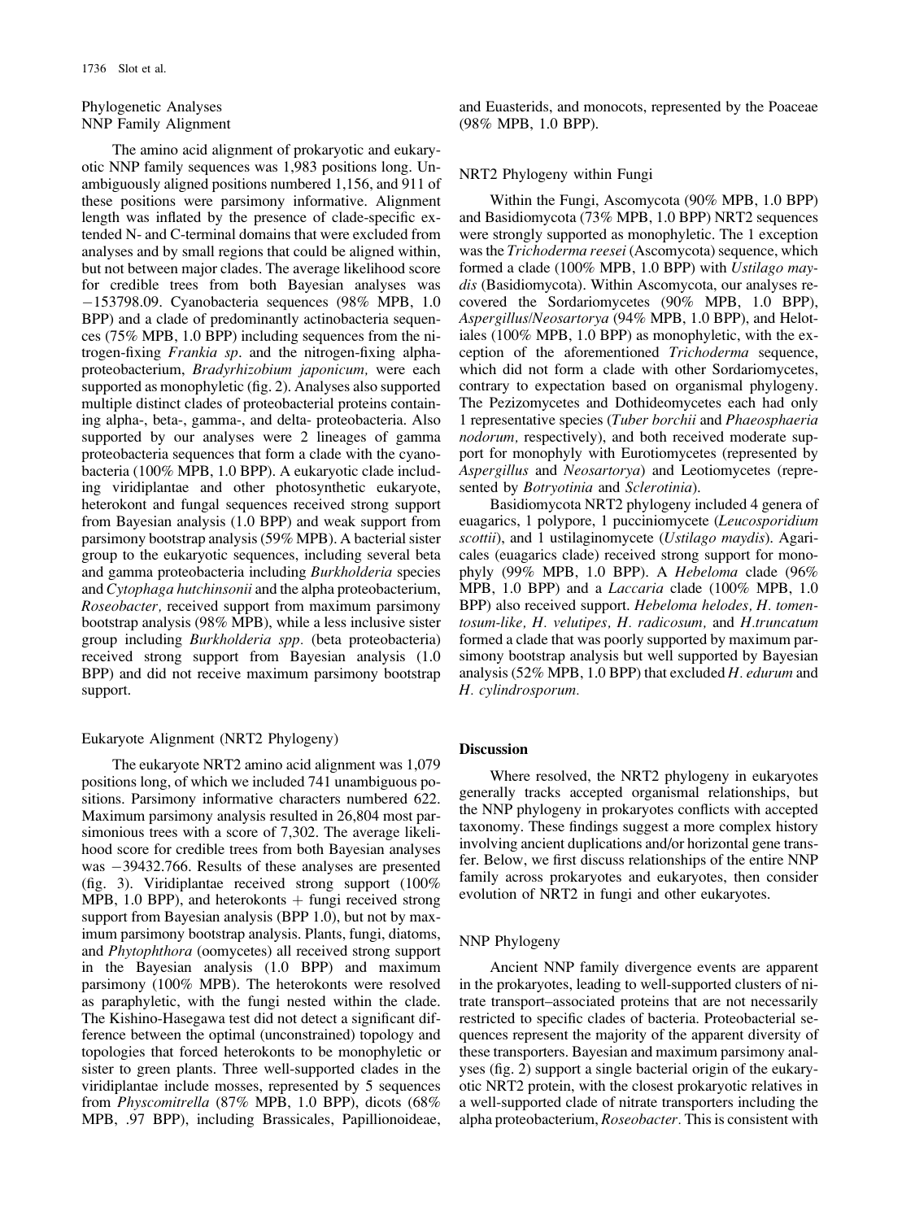### Phylogenetic Analyses

#### NNP Family Alignment

The amino acid alignment of prokaryotic and eukaryotic NNP family sequences was 1,983 positions long. Unambiguously aligned positions numbered 1,156, and 911 of these positions were parsimony informative. Alignment length was inflated by the presence of clade-specific extended N- and C-terminal domains that were excluded from analyses and by small regions that could be aligned within, but not between major clades. The average likelihood score for credible trees from both Bayesian analyses was −153798.09. Cyanobacteria sequences (98% MPB, 1.0 BPP) and a clade of predominantly actinobacteria sequences (75% MPB, 1.0 BPP) including sequences from the nitrogen-fixing *Frankia sp*. and the nitrogen-fixing alphaproteobacterium, *Bradyrhizobium japonicum,* were each supported as monophyletic (fig. 2). Analyses also supported multiple distinct clades of proteobacterial proteins containing alpha-, beta-, gamma-, and delta- proteobacteria. Also supported by our analyses were 2 lineages of gamma proteobacteria sequences that form a clade with the cyanobacteria (100% MPB, 1.0 BPP). A eukaryotic clade including viridiplantae and other photosynthetic eukaryote, heterokont and fungal sequences received strong support from Bayesian analysis (1.0 BPP) and weak support from parsimony bootstrap analysis (59% MPB). A bacterial sister group to the eukaryotic sequences, including several beta and gamma proteobacteria including *Burkholderia* species and *Cytophaga hutchinsonii* and the alpha proteobacterium, *Roseobacter,* received support from maximum parsimony bootstrap analysis (98% MPB), while a less inclusive sister group including *Burkholderia spp.* (beta proteobacteria) received strong support from Bayesian analysis (1.0 BPP) and did not receive maximum parsimony bootstrap support.

#### Eukaryote Alignment (NRT2 Phylogeny)

The eukaryote NRT2 amino acid alignment was 1,079 positions long, of which we included 741 unambiguous positions. Parsimony informative characters numbered 622. Maximum parsimony analysis resulted in 26,804 most parsimonious trees with a score of 7,302. The average likelihood score for credible trees from both Bayesian analyses was −39432.766. Results of these analyses are presented (fig. 3). Viridiplantae received strong support (100% MPB, 1.0 BPP), and heterokonts + fungi received strong support from Bayesian analysis (BPP 1.0), but not by maximum parsimony bootstrap analysis. Plants, fungi, diatoms, and *Phytophthora* (oomycetes) all received strong support in the Bayesian analysis (1.0 BPP) and maximum parsimony (100% MPB). The heterokonts were resolved as paraphyletic, with the fungi nested within the clade. The Kishino-Hasegawa test did not detect a significant difference between the optimal (unconstrained) topology and topologies that forced heterokonts to be monophyletic or sister to green plants. Three well-supported clades in the viridiplantae include mosses, represented by 5 sequences from *Physcomitrella* (87% MPB, 1.0 BPP), dicots (68% MPB, .97 BPP), including Brassicales, Papillionoideae, and Euasterids, and monocots, represented by the Poaceae (98% MPB, 1.0 BPP).

#### NRT2 Phylogeny within Fungi

Within the Fungi, Ascomycota (90% MPB, 1.0 BPP) and Basidiomycota (73% MPB, 1.0 BPP) NRT2 sequences were strongly supported as monophyletic. The 1 exception was the *Trichoderma reesei* (Ascomycota) sequence, which formed a clade (100% MPB, 1.0 BPP) with *Ustilago maydis* (Basidiomycota). Within Ascomycota, our analyses recovered the Sordariomycetes (90% MPB, 1.0 BPP), *Aspergillus*/*Neosartorya* (94% MPB, 1.0 BPP), and Helotiales (100% MPB, 1.0 BPP) as monophyletic, with the exception of the aforementioned *Trichoderma* sequence, which did not form a clade with other Sordariomycetes, contrary to expectation based on organismal phylogeny. The Pezizomycetes and Dothideomycetes each had only 1 representative species (*Tuber borchii* and *Phaeosphaeria nodorum,* respectively), and both received moderate support for monophyly with Eurotiomycetes (represented by *Aspergillus* and *Neosartorya*) and Leotiomycetes (represented by *Botryotinia* and *Sclerotinia*).

Basidiomycota NRT2 phylogeny included 4 genera of euagarics, 1 polypore, 1 pucciniomycete (*Leucosporidium scottii*), and 1 ustilaginomycete (*Ustilago maydis*). Agaricales (euagarics clade) received strong support for monophyly (99% MPB, 1.0 BPP). A *Hebeloma* clade (96% MPB, 1.0 BPP) and a *Laccaria* clade (100% MPB, 1.0 BPP) also received support. *Hebeloma helodes, H. tomentosum-like, H. velutipes, H. radicosum,* and *H.truncatum* formed a clade that was poorly supported by maximum parsimony bootstrap analysis but well supported by Bayesian analysis (52% MPB, 1.0 BPP) that excluded *H. edurum* and *H. cylindrosporum.*

## Discussion

Where resolved, the NRT2 phylogeny in eukaryotes generally tracks accepted organismal relationships, but the NNP phylogeny in prokaryotes conflicts with accepted taxonomy. These findings suggest a more complex history involving ancient duplications and/or horizontal gene transfer. Below, we first discuss relationships of the entire NNP family across prokaryotes and eukaryotes, then consider evolution of NRT2 in fungi and other eukaryotes.

### NNP Phylogeny

Ancient NNP family divergence events are apparent in the prokaryotes, leading to well-supported clusters of nitrate transport–associated proteins that are not necessarily restricted to specific clades of bacteria. Proteobacterial sequences represent the majority of the apparent diversity of these transporters. Bayesian and maximum parsimony analyses (fig. 2) support a single bacterial origin of the eukaryotic NRT2 protein, with the closest prokaryotic relatives in a well-supported clade of nitrate transporters including the alpha proteobacterium, *Roseobacter*. This is consistent with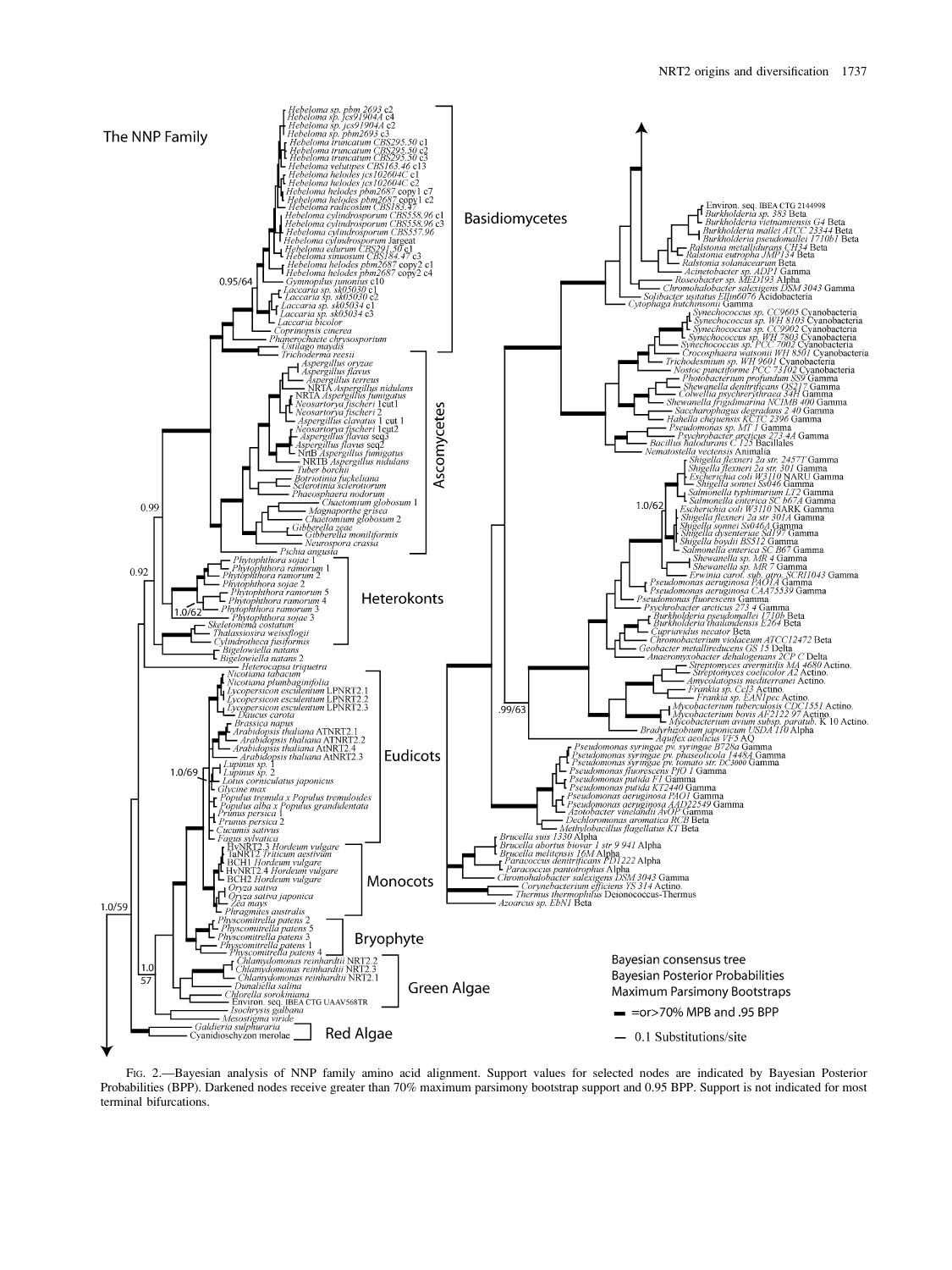FIG. 2.—Bayesian analysis of NNP family amino acid alignment. Support values for selected nodes are indicated by Bayesian Posterior Probabilities (BPP). Darkened nodes receive greater than 70% maximum parsimony bootstrap support and 0.95 BPP. Support is not indicated for most terminal bifurcations.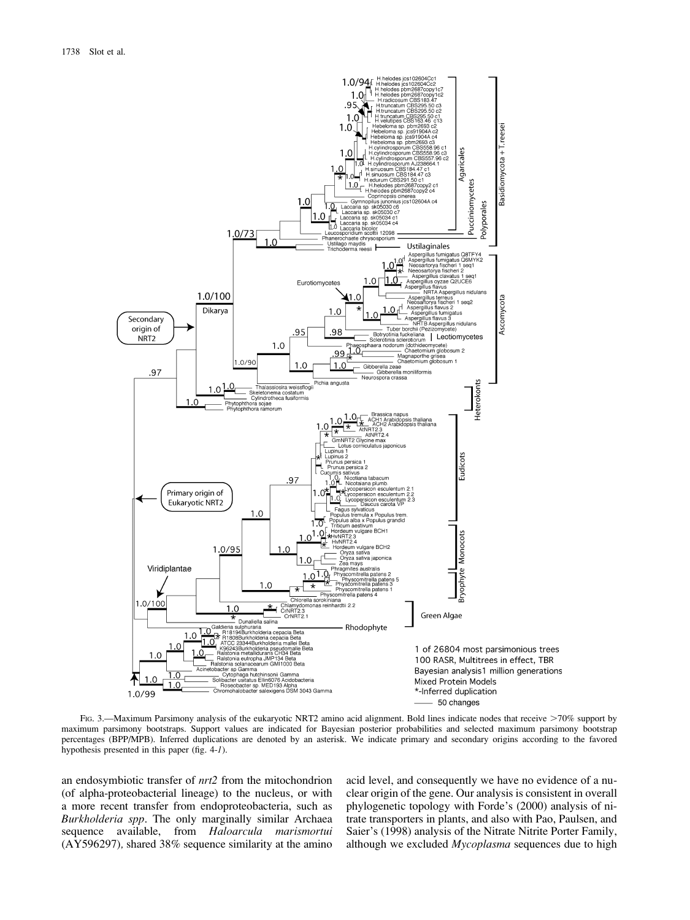FIG. 3.—Maximum Parsimony analysis of the eukaryotic NRT2 amino acid alignment. Bold lines indicate nodes that receive >70% support by maximum parsimony bootstraps. Support values are indicated for Bayesian posterior probabilities and selected maximum parsimony bootstrap percentages (BPP/MPB). Inferred duplications are denoted by an asterisk. We indicate primary and secondary origins according to the favored hypothesis presented in this paper (fig. 4-*1*).

an endosymbiotic transfer of *nrt2* from the mitochondrion (of alpha-proteobacterial lineage) to the nucleus, or with a more recent transfer from endoproteobacteria, such as *Burkholderia spp*. The only marginally similar Archaea sequence available, from *Haloarcula marismortui* (AY596297), shared 38% sequence similarity at the amino acid level, and consequently we have no evidence of a nuclear origin of the gene. Our analysis is consistent in overall phylogenetic topology with Forde's (2000) analysis of nitrate transporters in plants, and also with Pao, Paulsen, and Saier's (1998) analysis of the Nitrate Nitrite Porter Family, although we excluded *Mycoplasma* sequences due to high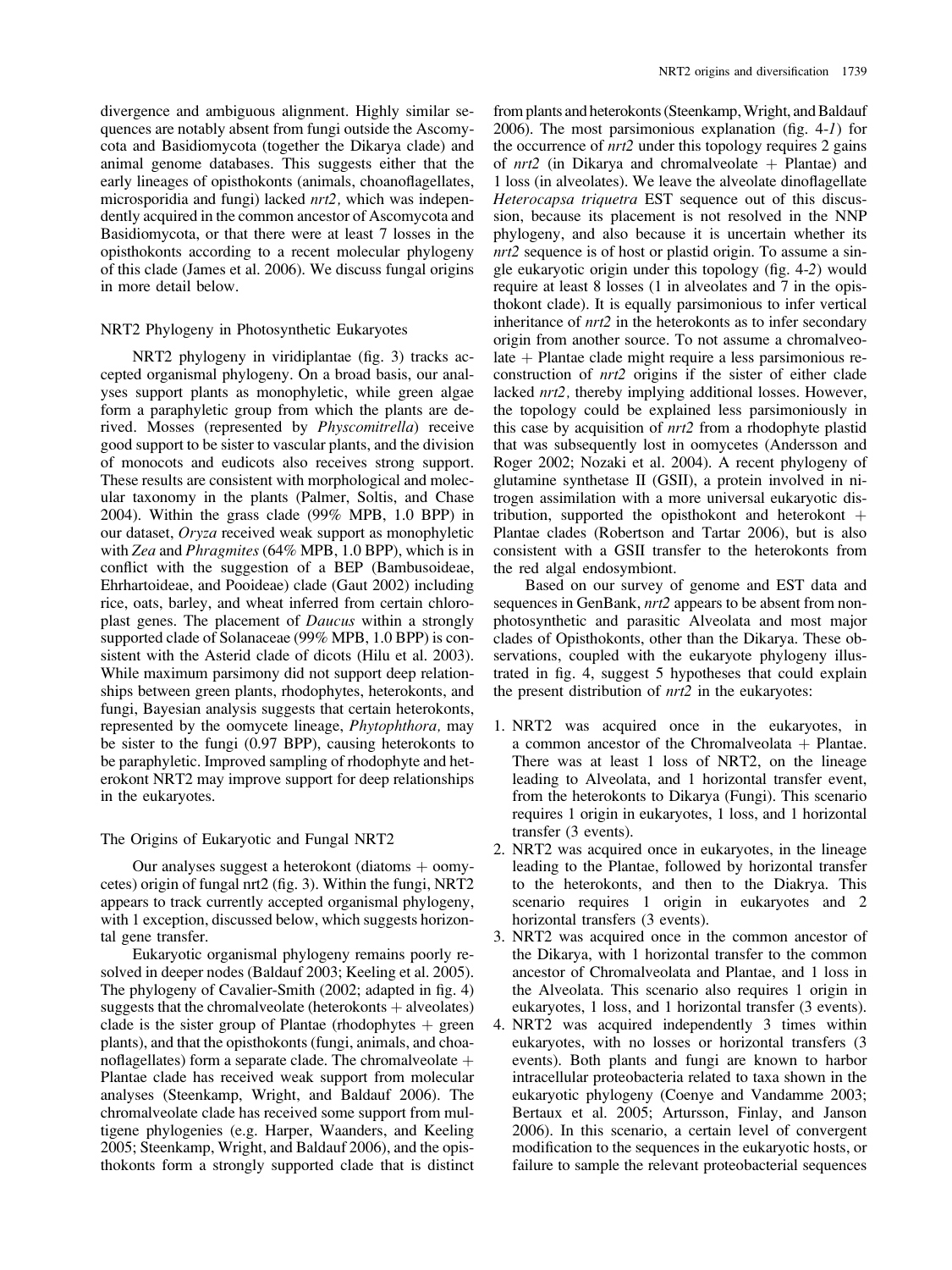divergence and ambiguous alignment. Highly similar sequences are notably absent from fungi outside the Ascomycota and Basidiomycota (together the Dikarya clade) and animal genome databases. This suggests either that the early lineages of opisthokonts (animals, choanoflagellates, microsporidia and fungi) lacked *nrt2,* which was independently acquired in the common ancestor of Ascomycota and Basidiomycota, or that there were at least 7 losses in the opisthokonts according to a recent molecular phylogeny of this clade (James et al. 2006). We discuss fungal origins in more detail below.

### NRT2 Phylogeny in Photosynthetic Eukaryotes

NRT2 phylogeny in viridiplantae (fig. 3) tracks accepted organismal phylogeny. On a broad basis, our analyses support plants as monophyletic, while green algae form a paraphyletic group from which the plants are derived. Mosses (represented by *Physcomitrella*) receive good support to be sister to vascular plants, and the division of monocots and eudicots also receives strong support. These results are consistent with morphological and molecular taxonomy in the plants (Palmer, Soltis, and Chase 2004). Within the grass clade (99% MPB, 1.0 BPP) in our dataset, *Oryza* received weak support as monophyletic with *Zea* and *Phragmites* (64% MPB, 1.0 BPP), which is in conflict with the suggestion of a BEP (Bambusoideae, Ehrhartoideae, and Pooideae) clade (Gaut 2002) including rice, oats, barley, and wheat inferred from certain chloroplast genes. The placement of *Daucus* within a strongly supported clade of Solanaceae (99% MPB, 1.0 BPP) is consistent with the Asterid clade of dicots (Hilu et al. 2003). While maximum parsimony did not support deep relationships between green plants, rhodophytes, heterokonts, and fungi, Bayesian analysis suggests that certain heterokonts, represented by the oomycete lineage, *Phytophthora,* may be sister to the fungi (0.97 BPP), causing heterokonts to be paraphyletic. Improved sampling of rhodophyte and heterokont NRT2 may improve support for deep relationships in the eukaryotes.

### The Origins of Eukaryotic and Fungal NRT2

Our analyses suggest a heterokont (diatoms + oomycetes) origin of fungal nrt2 (fig. 3). Within the fungi, NRT2 appears to track currently accepted organismal phylogeny, with 1 exception, discussed below, which suggests horizontal gene transfer.

Eukaryotic organismal phylogeny remains poorly resolved in deeper nodes (Baldauf 2003; Keeling et al. 2005). The phylogeny of Cavalier-Smith (2002; adapted in fig. 4) suggests that the chromalveolate (heterokonts + alveolates) clade is the sister group of Plantae (rhodophytes + green plants), and that the opisthokonts (fungi, animals, and choanoflagellates) form a separate clade. The chromalveolate + Plantae clade has received weak support from molecular analyses (Steenkamp, Wright, and Baldauf 2006). The chromalveolate clade has received some support from multigene phylogenies (e.g. Harper, Waanders, and Keeling 2005; Steenkamp, Wright, and Baldauf 2006), and the opisthokonts form a strongly supported clade that is distinct from plants and heterokonts (Steenkamp, Wright, and Baldauf 2006). The most parsimonious explanation (fig. 4-*1*) for the occurrence of *nrt2* under this topology requires 2 gains of *nrt2* (in Dikarya and chromalveolate + Plantae) and 1 loss (in alveolates). We leave the alveolate dinoflagellate *Heterocapsa triquetra* EST sequence out of this discussion, because its placement is not resolved in the NNP phylogeny, and also because it is uncertain whether its *nrt2* sequence is of host or plastid origin. To assume a single eukaryotic origin under this topology (fig. 4-*2*) would require at least 8 losses (1 in alveolates and 7 in the opisthokont clade). It is equally parsimonious to infer vertical inheritance of *nrt2* in the heterokonts as to infer secondary origin from another source. To not assume a chromalveolate + Plantae clade might require a less parsimonious reconstruction of *nrt2* origins if the sister of either clade lacked *nrt2,* thereby implying additional losses. However, the topology could be explained less parsimoniously in this case by acquisition of *nrt2* from a rhodophyte plastid that was subsequently lost in oomycetes (Andersson and Roger 2002; Nozaki et al. 2004). A recent phylogeny of glutamine synthetase II (GSII), a protein involved in nitrogen assimilation with a more universal eukaryotic distribution, supported the opisthokont and heterokont + Plantae clades (Robertson and Tartar 2006), but is also consistent with a GSII transfer to the heterokonts from the red algal endosymbiont.

Based on our survey of genome and EST data and sequences in GenBank, *nrt2* appears to be absent from nonphotosynthetic and parasitic Alveolata and most major clades of Opisthokonts, other than the Dikarya. These observations, coupled with the eukaryote phylogeny illustrated in fig. 4, suggest 5 hypotheses that could explain the present distribution of *nrt2* in the eukaryotes:

1. NRT2 was acquired once in the eukaryotes, in a common ancestor of the Chromalveolata + Plantae. There was at least 1 loss of NRT2, on the lineage leading to Alveolata, and 1 horizontal transfer event, from the heterokonts to Dikarya (Fungi). This scenario requires 1 origin in eukaryotes, 1 loss, and 1 horizontal transfer (3 events).
2. NRT2 was acquired once in eukaryotes, in the lineage leading to the Plantae, followed by horizontal transfer to the heterokonts, and then to the Diakrya. This scenario requires 1 origin in eukaryotes and 2 horizontal transfers (3 events).
3. NRT2 was acquired once in the common ancestor of the Dikarya, with 1 horizontal transfer to the common ancestor of Chromalveolata and Plantae, and 1 loss in the Alveolata. This scenario also requires 1 origin in eukaryotes, 1 loss, and 1 horizontal transfer (3 events).
4. NRT2 was acquired independently 3 times within eukaryotes, with no losses or horizontal transfers (3 events). Both plants and fungi are known to harbor intracellular proteobacteria related to taxa shown in the eukaryotic phylogeny (Coenye and Vandamme 2003; Bertaux et al. 2005; Artursson, Finlay, and Janson 2006). In this scenario, a certain level of convergent modification to the sequences in the eukaryotic hosts, or failure to sample the relevant proteobacterial sequences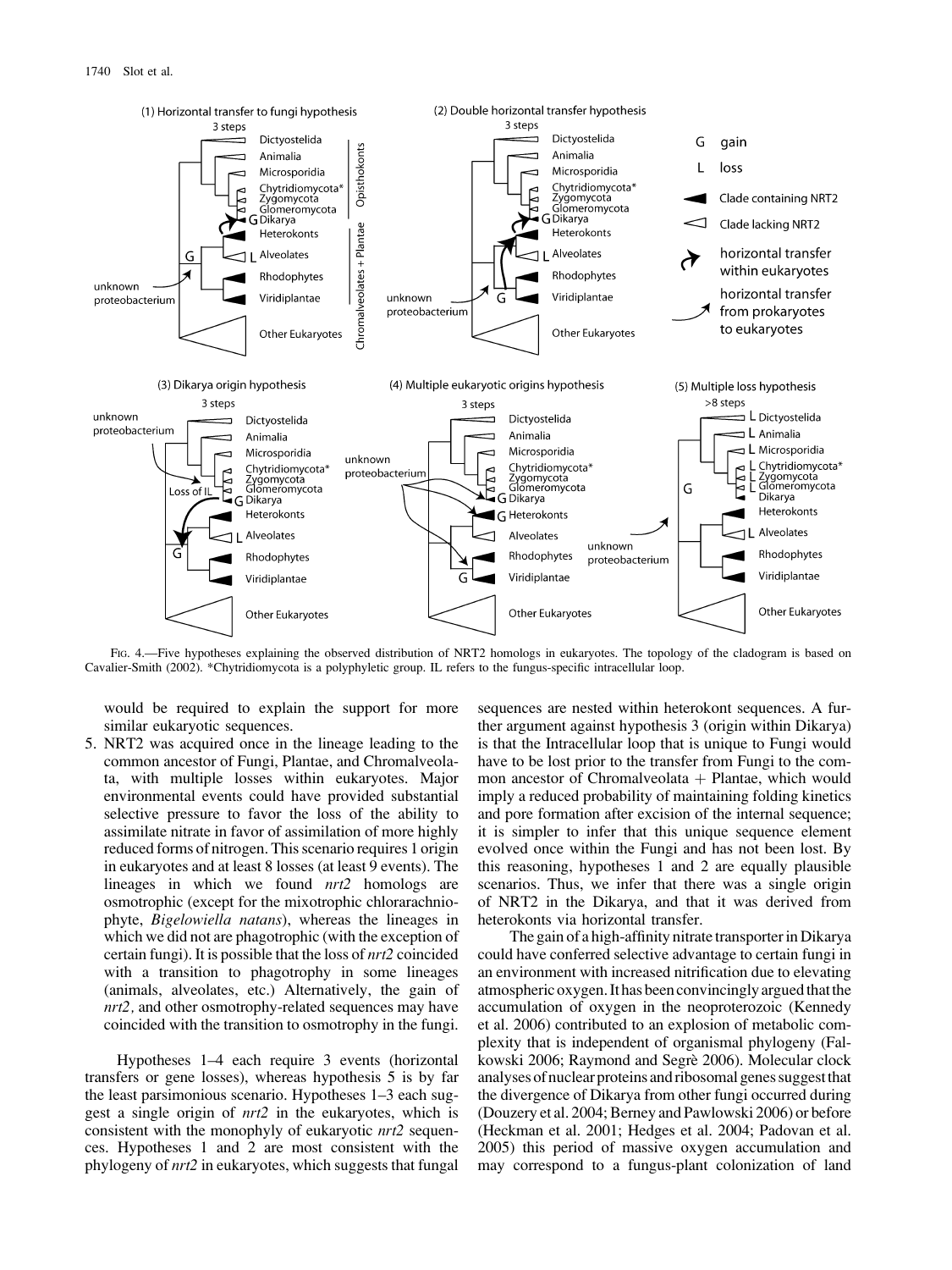Fig. 4.—Five hypotheses explaining the observed distribution of NRT2 homologs in eukaryotes. The topology of the cladogram is based on Cavalier-Smith (2002). *Chytridiomycota is a polyphyletic group. IL refers to the fungus-specific intracellular loop.

would be required to explain the support for more similar eukaryotic sequences.

5. NRT2 was acquired once in the lineage leading to the common ancestor of Fungi, Plantae, and Chromalveolata, with multiple losses within eukaryotes. Major environmental events could have provided substantial selective pressure to favor the loss of the ability to assimilate nitrate in favor of assimilation of more highly reduced forms of nitrogen. This scenario requires 1 origin in eukaryotes and at least 8 losses (at least 9 events). The lineages in which we found *nrt2* homologs are osmotrophic (except for the mixotrophic chlorarachniophyte, *Bigelowiella natans*), whereas the lineages in which we did not are phagotrophic (with the exception of certain fungi). It is possible that the loss of *nrt2* coincided with a transition to phagotrophy in some lineages (animals, alveolates, etc.) Alternatively, the gain of *nrt2*, and other osmotrophy-related sequences may have coincided with the transition to osmotrophy in the fungi.

Hypotheses 1–4 each require 3 events (horizontal transfers or gene losses), whereas hypothesis 5 is by far the least parsimonious scenario. Hypotheses 1–3 each suggest a single origin of *nrt2* in the eukaryotes, which is consistent with the monophyly of eukaryotic *nrt2* sequences. Hypotheses 1 and 2 are most consistent with the phylogeny of *nrt2* in eukaryotes, which suggests that fungal sequences are nested within heterokont sequences. A further argument against hypothesis 3 (origin within Dikarya) is that the Intracellular loop that is unique to Fungi would have to be lost prior to the transfer from Fungi to the common ancestor of Chromalveolata + Plantae, which would imply a reduced probability of maintaining folding kinetics and pore formation after excision of the internal sequence; it is simpler to infer that this unique sequence element evolved once within the Fungi and has not been lost. By this reasoning, hypotheses 1 and 2 are equally plausible scenarios. Thus, we infer that there was a single origin of NRT2 in the Dikarya, and that it was derived from heterokonts via horizontal transfer.

The gain of a high-affinity nitrate transporter in Dikarya could have conferred selective advantage to certain fungi in an environment with increased nitrification due to elevating atmospheric oxygen. It has been convincingly argued that the accumulation of oxygen in the neoproterozoic (Kennedy et al. 2006) contributed to an explosion of metabolic complexity that is independent of organismal phylogeny (Falkowski 2006; Raymond and Segrè 2006). Molecular clock analyses of nuclear proteins and ribosomal genes suggest that the divergence of Dikarya from other fungi occurred during (Douzery et al. 2004; Berney and Pawlowski 2006) or before (Heckman et al. 2001; Hedges et al. 2004; Padovan et al. 2005) this period of massive oxygen accumulation and may correspond to a fungus-plant colonization of land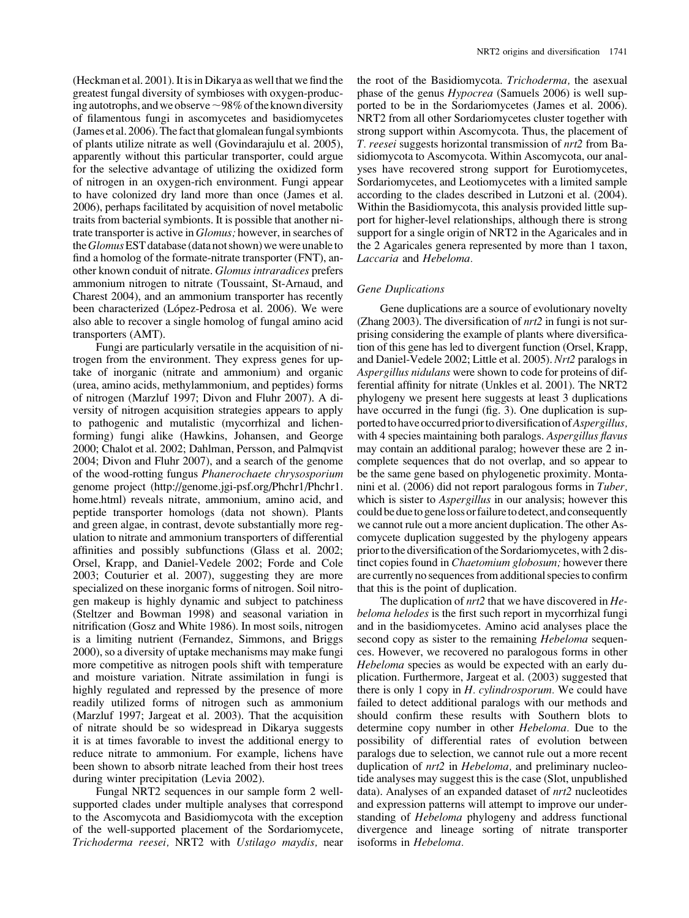(Heckman et al. 2001). It is in Dikarya as well that we find the greatest fungal diversity of symbioses with oxygen-producing autotrophs, and we observe ~98% of the known diversity of filamentous fungi in ascomycetes and basidiomycetes (James et al. 2006). The fact that glomalean fungal symbionts of plants utilize nitrate as well (Govindarajulu et al. 2005), apparently without this particular transporter, could argue for the selective advantage of utilizing the oxidized form of nitrogen in an oxygen-rich environment. Fungi appear to have colonized dry land more than once (James et al. 2006), perhaps facilitated by acquisition of novel metabolic traits from bacterial symbionts. It is possible that another nitrate transporter is active in *Glomus;* however, in searches of the *Glomus* EST database (data not shown) we were unable to find a homolog of the formate-nitrate transporter (FNT), another known conduit of nitrate. *Glomus intraradices* prefers ammonium nitrogen to nitrate (Toussaint, St-Arnaud, and Charest 2004), and an ammonium transporter has recently been characterized (López-Pedrosa et al. 2006). We were also able to recover a single homolog of fungal amino acid transporters (AMT).

Fungi are particularly versatile in the acquisition of nitrogen from the environment. They express genes for uptake of inorganic (nitrate and ammonium) and organic (urea, amino acids, methylammonium, and peptides) forms of nitrogen (Marzluf 1997; Divon and Fluhr 2007). A diversity of nitrogen acquisition strategies appears to apply to pathogenic and mutalistic (mycorrhizal and lichen-forming) fungi alike (Hawkins, Johansen, and George 2000; Chalot et al. 2002; Dahlman, Persson, and Palmqvist 2004; Divon and Fluhr 2007), and a search of the genome of the wood-rotting fungus *Phanerochaete chrysosporium* genome project (http://genome.jgi-psf.org/Phchr1/Phchr1.home.html) reveals nitrate, ammonium, amino acid, and peptide transporter homologs (data not shown). Plants and green algae, in contrast, devote substantially more regulation to nitrate and ammonium transporters of differential affinities and possibly subfunctions (Glass et al. 2002; Orsel, Krapp, and Daniel-Vedele 2002; Forde and Cole 2003; Couturier et al. 2007), suggesting they are more specialized on these inorganic forms of nitrogen. Soil nitrogen makeup is highly dynamic and subject to patchiness (Steltzer and Bowman 1998) and seasonal variation in nitrification (Gosz and White 1986). In most soils, nitrogen is a limiting nutrient (Fernandez, Simmons, and Briggs 2000), so a diversity of uptake mechanisms may make fungi more competitive as nitrogen pools shift with temperature and moisture variation. Nitrate assimilation in fungi is highly regulated and repressed by the presence of more readily utilized forms of nitrogen such as ammonium (Marzluf 1997; Jargeat et al. 2003). That the acquisition of nitrate should be so widespread in Dikarya suggests it is at times favorable to invest the additional energy to reduce nitrate to ammonium. For example, lichens have been shown to absorb nitrate leached from their host trees during winter precipitation (Levia 2002).

Fungal NRT2 sequences in our sample form 2 well-supported clades under multiple analyses that correspond to the Ascomycota and Basidiomycota with the exception of the well-supported placement of the Sordariomycete, *Trichoderma reesei,* NRT2 with *Ustilago maydis,* near the root of the Basidiomycota. *Trichoderma,* the asexual phase of the genus *Hypocrea* (Samuels 2006) is well supported to be in the Sordariomycetes (James et al. 2006). NRT2 from all other Sordariomycetes cluster together with strong support within Ascomycota. Thus, the placement of *T. reesei* suggests horizontal transmission of *nrt2* from Basidiomycota to Ascomycota. Within Ascomycota, our analyses have recovered strong support for Eurotiomycetes, Sordariomycetes, and Leotiomycetes with a limited sample according to the clades described in Lutzoni et al. (2004). Within the Basidiomycota, this analysis provided little support for higher-level relationships, although there is strong support for a single origin of NRT2 in the Agaricales and in the 2 Agaricales genera represented by more than 1 taxon, *Laccaria* and *Hebeloma.*

### Gene Duplications

Gene duplications are a source of evolutionary novelty (Zhang 2003). The diversification of *nrt2* in fungi is not surprising considering the example of plants where diversification of this gene has led to divergent function (Orsel, Krapp, and Daniel-Vedele 2002; Little et al. 2005). *Nrt2* paralogs in *Aspergillus nidulans* were shown to code for proteins of differential affinity for nitrate (Unkles et al. 2001). The NRT2 phylogeny we present here suggests at least 3 duplications have occurred in the fungi (fig. 3). One duplication is supported to have occurred prior to diversification of *Aspergillus,* with 4 species maintaining both paralogs. *Aspergillus flavus* may contain an additional paralog; however these are 2 incomplete sequences that do not overlap, and so appear to be the same gene based on phylogenetic proximity. Montanini et al. (2006) did not report paralogous forms in *Tuber,* which is sister to *Aspergillus* in our analysis; however this could be due to gene loss or failure to detect, and consequently we cannot rule out a more ancient duplication. The other Ascomycete duplication suggested by the phylogeny appears prior to the diversification of the Sordariomycetes, with 2 distinct copies found in *Chaetomium globosum;* however there are currently no sequences from additional species to confirm that this is the point of duplication.

The duplication of *nrt2* that we have discovered in *Hebeloma helodes* is the first such report in mycorrhizal fungi and in the basidiomycetes. Amino acid analyses place the second copy as sister to the remaining *Hebeloma* sequences. However, we recovered no paralogous forms in other *Hebeloma* species as would be expected with an early duplication. Furthermore, Jargeat et al. (2003) suggested that there is only 1 copy in *H. cylindrosporum.* We could have failed to detect additional paralogs with our methods and should confirm these results with Southern blots to determine copy number in other *Hebeloma.* Due to the possibility of differential rates of evolution between paralogs due to selection, we cannot rule out a more recent duplication of *nrt2* in *Hebeloma,* and preliminary nucleotide analyses may suggest this is the case (Slot, unpublished data). Analyses of an expanded dataset of *nrt2* nucleotides and expression patterns will attempt to improve our understanding of *Hebeloma* phylogeny and address functional divergence and lineage sorting of nitrate transporter isoforms in *Hebeloma.*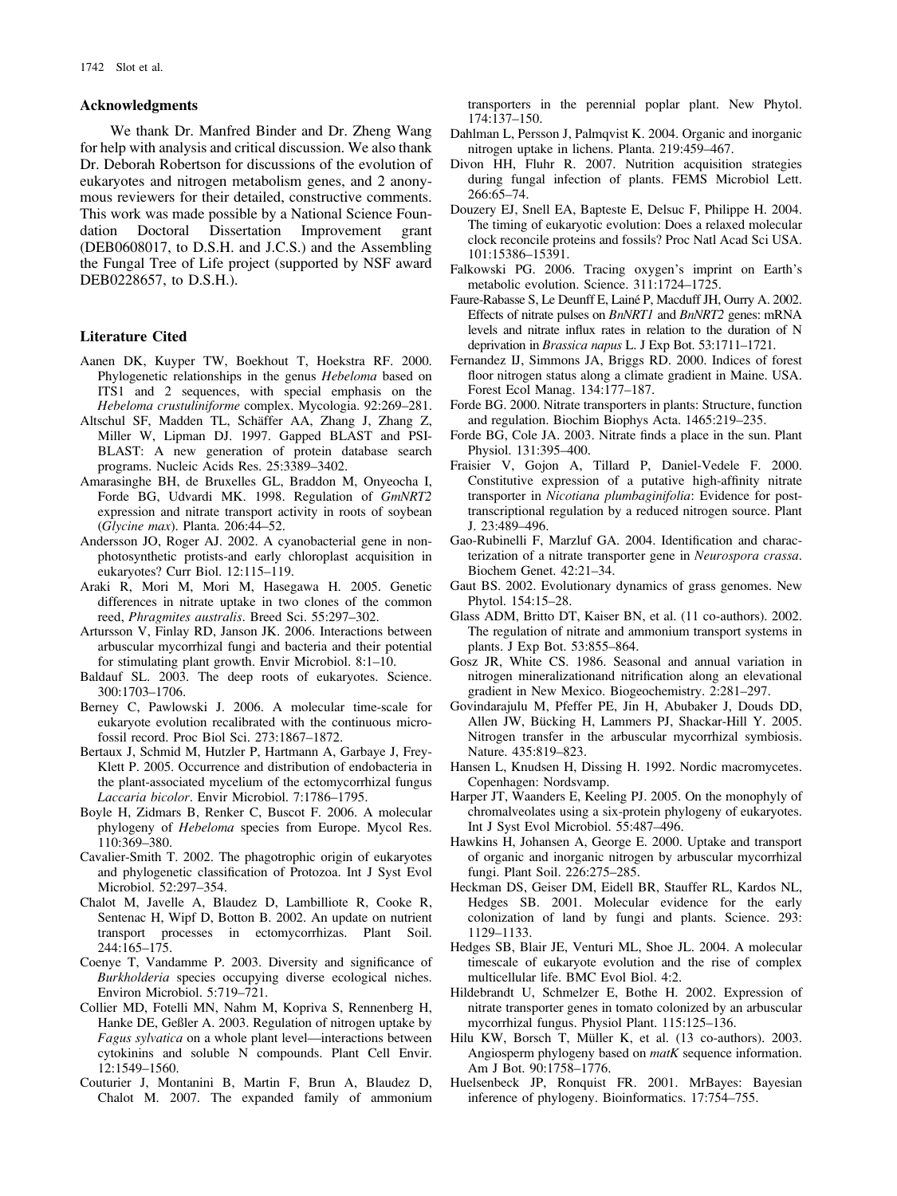## Acknowledgments

We thank Dr. Manfred Binder and Dr. Zheng Wang for help with analysis and critical discussion. We also thank Dr. Deborah Robertson for discussions of the evolution of eukaryotes and nitrogen metabolism genes, and 2 anonymous reviewers for their detailed, constructive comments. This work was made possible by a National Science Foundation Doctoral Dissertation Improvement grant (DEB0608017, to D.S.H. and J.C.S.) and the Assembling the Fungal Tree of Life project (supported by NSF award DEB0228657, to D.S.H.).

## Literature Cited

Aanen DK, Kuyper TW, Boekhout T, Hoekstra RF. 2000. Phylogenetic relationships in the genus *Hebeloma* based on ITS1 and 2 sequences, with special emphasis on the *Hebeloma crustuliniforme* complex. Mycologia. 92:269–281.

Altschul SF, Madden TL, Schäffer AA, Zhang J, Zhang Z, Miller W, Lipman DJ. 1997. Gapped BLAST and PSI-BLAST: A new generation of protein database search programs. Nucleic Acids Res. 25:3389–3402.

Amarasinghe BH, de Bruxelles GL, Braddon M, Onyeocha I, Forde BG, Udvardi MK. 1998. Regulation of *GmNRT2* expression and nitrate transport activity in roots of soybean (*Glycine max*). Planta. 206:44–52.

Andersson JO, Roger AJ. 2002. A cyanobacterial gene in non-photosynthetic protists-and early chloroplast acquisition in eukaryotes? Curr Biol. 12:115–119.

Araki R, Mori M, Mori M, Hasegawa H. 2005. Genetic differences in nitrate uptake in two clones of the common reed, *Phragmites australis*. Breed Sci. 55:297–302.

Artursson V, Finlay RD, Janson JK. 2006. Interactions between arbuscular mycorrhizal fungi and bacteria and their potential for stimulating plant growth. Envir Microbiol. 8:1–10.

Baldauf SL. 2003. The deep roots of eukaryotes. Science. 300:1703–1706.

Berney C, Pawlowski J. 2006. A molecular time-scale for eukaryote evolution recalibrated with the continuous microfossil record. Proc Biol Sci. 273:1867–1872.

Bertaux J, Schmid M, Hutzler P, Hartmann A, Garbaye J, Frey-Klett P. 2005. Occurrence and distribution of endobacteria in the plant-associated mycelium of the ectomycorrhizal fungus *Laccaria bicolor*. Envir Microbiol. 7:1786–1795.

Boyle H, Zidmars B, Renker C, Buscot F. 2006. A molecular phylogeny of *Hebeloma* species from Europe. Mycol Res. 110:369–380.

Cavalier-Smith T. 2002. The phagotrophic origin of eukaryotes and phylogenetic classification of Protozoa. Int J Syst Evol Microbiol. 52:297–354.

Chalot M, Javelle A, Blaudez D, Lambilliote R, Cooke R, Sentenac H, Wipf D, Botton B. 2002. An update on nutrient transport processes in ectomycorrhizas. Plant Soil. 244:165–175.

Coenye T, Vandamme P. 2003. Diversity and significance of *Burkholderia* species occupying diverse ecological niches. Environ Microbiol. 5:719–721.

Collier MD, Fotelli MN, Nahm M, Kopriva S, Rennenberg H, Hanke DE, Geßler A. 2003. Regulation of nitrogen uptake by *Fagus sylvatica* on a whole plant level—interactions between cytokinins and soluble N compounds. Plant Cell Envir. 12:1549–1560.

Couturier J, Montanini B, Martin F, Brun A, Blaudez D, Chalot M. 2007. The expanded family of ammonium transporters in the perennial poplar plant. New Phytol. 174:137–150.

Dahlman L, Persson J, Palmqvist K. 2004. Organic and inorganic nitrogen uptake in lichens. Planta. 219:459–467.

Divon HH, Fluhr R. 2007. Nutrition acquisition strategies during fungal infection of plants. FEMS Microbiol Lett. 266:65–74.

Douzery EJ, Snell EA, Bapteste E, Delsuc F, Philippe H. 2004. The timing of eukaryotic evolution: Does a relaxed molecular clock reconcile proteins and fossils? Proc Natl Acad Sci USA. 101:15386–15391.

Falkowski PG. 2006. Tracing oxygen's imprint on Earth's metabolic evolution. Science. 311:1724–1725.

Faure-Rabasse S, Le Deunff E, Lainé P, Macduff JH, Ourry A. 2002. Effects of nitrate pulses on *BnNRT1* and *BnNRT2* genes: mRNA levels and nitrate influx rates in relation to the duration of N deprivation in *Brassica napus* L. J Exp Bot. 53:1711–1721.

Fernandez IJ, Simmons JA, Briggs RD. 2000. Indices of forest floor nitrogen status along a climate gradient in Maine. USA. Forest Ecol Manag. 134:177–187.

Forde BG. 2000. Nitrate transporters in plants: Structure, function and regulation. Biochim Biophys Acta. 1465:219–235.

Forde BG, Cole JA. 2003. Nitrate finds a place in the sun. Plant Physiol. 131:395–400.

Fraisier V, Gojon A, Tillard P, Daniel-Vedele F. 2000. Constitutive expression of a putative high-affinity nitrate transporter in *Nicotiana plumbaginifolia*: Evidence for post-transcriptional regulation by a reduced nitrogen source. Plant J. 23:489–496.

Gao-Rubinelli F, Marzluf GA. 2004. Identification and characterization of a nitrate transporter gene in *Neurospora crassa*. Biochem Genet. 42:21–34.

Gaut BS. 2002. Evolutionary dynamics of grass genomes. New Phytol. 154:15–28.

Glass ADM, Britto DT, Kaiser BN, et al. (11 co-authors). 2002. The regulation of nitrate and ammonium transport systems in plants. J Exp Bot. 53:855–864.

Gosz JR, White CS. 1986. Seasonal and annual variation in nitrogen mineralizationand nitrification along an elevational gradient in New Mexico. Biogeochemistry. 2:281–297.

Govindarajulu M, Pfeffer PE, Jin H, Abubaker J, Douds DD, Allen JW, Bücking H, Lammers PJ, Shackar-Hill Y. 2005. Nitrogen transfer in the arbuscular mycorrhizal symbiosis. Nature. 435:819–823.

Hansen L, Knudsen H, Dissing H. 1992. Nordic macromycetes. Copenhagen: Nordsvamp.

Harper JT, Waanders E, Keeling PJ. 2005. On the monophyly of chromalveolates using a six-protein phylogeny of eukaryotes. Int J Syst Evol Microbiol. 55:487–496.

Hawkins H, Johansen A, George E. 2000. Uptake and transport of organic and inorganic nitrogen by arbuscular mycorrhizal fungi. Plant Soil. 226:275–285.

Heckman DS, Geiser DM, Eidell BR, Stauffer RL, Kardos NL, Hedges SB. 2001. Molecular evidence for the early colonization of land by fungi and plants. Science. 293: 1129–1133.

Hedges SB, Blair JE, Venturi ML, Shoe JL. 2004. A molecular timescale of eukaryote evolution and the rise of complex multicellular life. BMC Evol Biol. 4:2.

Hildebrandt U, Schmelzer E, Bothe H. 2002. Expression of nitrate transporter genes in tomato colonized by an arbuscular mycorrhizal fungus. Physiol Plant. 115:125–136.

Hilu KW, Borsch T, Müller K, et al. (13 co-authors). 2003. Angiosperm phylogeny based on *matK* sequence information. Am J Bot. 90:1758–1776.

Huelsenbeck JP, Ronquist FR. 2001. MrBayes: Bayesian inference of phylogeny. Bioinformatics. 17:754–755.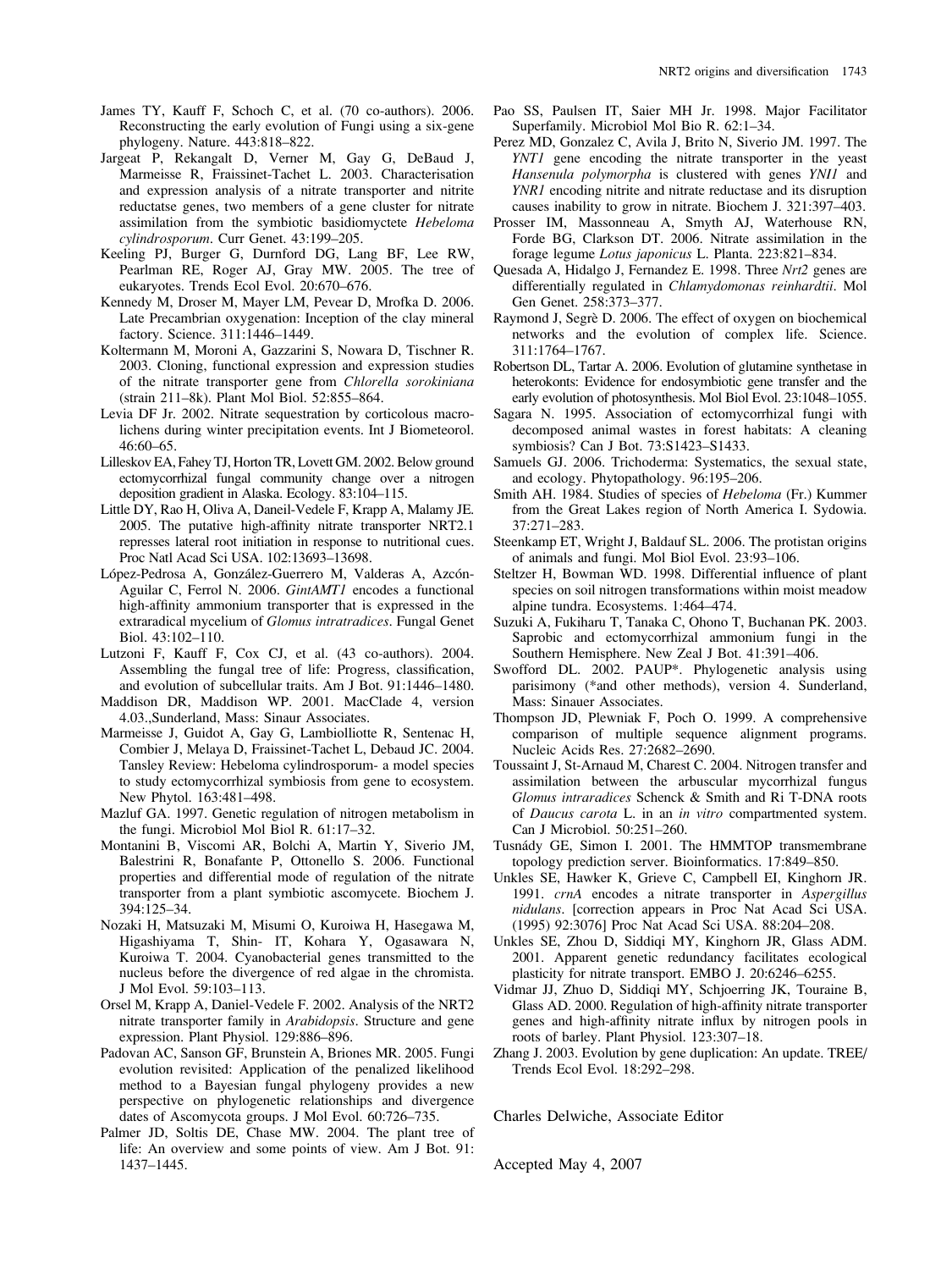James TY, Kauff F, Schoch C, et al. (70 co-authors). 2006. Reconstructing the early evolution of Fungi using a six-gene phylogeny. Nature. 443:818–822.

Jargeat P, Rekangalt D, Verner M, Gay G, DeBaud J, Marmeisse R, Fraissinet-Tachet L. 2003. Characterisation and expression analysis of a nitrate transporter and nitrite reductatse genes, two members of a gene cluster for nitrate assimilation from the symbiotic basidiomyctete *Hebeloma cylindrosporum*. Curr Genet. 43:199–205.

Keeling PJ, Burger G, Durnford DG, Lang BF, Lee RW, Pearlman RE, Roger AJ, Gray MW. 2005. The tree of eukaryotes. Trends Ecol Evol. 20:670–676.

Kennedy M, Droser M, Mayer LM, Pevear D, Mrofka D. 2006. Late Precambrian oxygenation: Inception of the clay mineral factory. Science. 311:1446–1449.

Koltermann M, Moroni A, Gazzarini S, Nowara D, Tischner R. 2003. Cloning, functional expression and expression studies of the nitrate transporter gene from *Chlorella sorokiniana* (strain 211–8k). Plant Mol Biol. 52:855–864.

Levia DF Jr. 2002. Nitrate sequestration by corticolous macrolichens during winter precipitation events. Int J Biometeorol. 46:60–65.

Lilleskov EA, Fahey TJ, Horton TR, Lovett GM. 2002. Below ground ectomycorrhizal fungal community change over a nitrogen deposition gradient in Alaska. Ecology. 83:104–115.

Little DY, Rao H, Oliva A, Daneil-Vedele F, Krapp A, Malamy JE. 2005. The putative high-affinity nitrate transporter NRT2.1 represses lateral root initiation in response to nutritional cues. Proc Natl Acad Sci USA. 102:13693–13698.

López-Pedrosa A, González-Guerrero M, Valderas A, Azcón-Aguilar C, Ferrol N. 2006. *GintAMT1* encodes a functional high-affinity ammonium transporter that is expressed in the extraradical mycelium of *Glomus intratradices*. Fungal Genet Biol. 43:102–110.

Lutzoni F, Kauff F, Cox CJ, et al. (43 co-authors). 2004. Assembling the fungal tree of life: Progress, classification, and evolution of subcellular traits. Am J Bot. 91:1446–1480.

Maddison DR, Maddison WP. 2001. MacClade 4, version 4.03.,Sunderland, Mass: Sinaur Associates.

Marmeisse J, Guidot A, Gay G, Lambiolliotte R, Sentenac H, Combier J, Melaya D, Fraissinet-Tachet L, Debaud JC. 2004. Tansley Review: Hebeloma cylindrosporum- a model species to study ectomycorrhizal symbiosis from gene to ecosystem. New Phytol. 163:481–498.

Mazluf GA. 1997. Genetic regulation of nitrogen metabolism in the fungi. Microbiol Mol Biol R. 61:17–32.

Montanini B, Viscomi AR, Bolchi A, Martin Y, Siverio JM, Balestrini R, Bonafante P, Ottonello S. 2006. Functional properties and differential mode of regulation of the nitrate transporter from a plant symbiotic ascomycete. Biochem J. 394:125–34.

Nozaki H, Matsuzaki M, Misumi O, Kuroiwa H, Hasegawa M, Higashiyama T, Shin- IT, Kohara Y, Ogasawara N, Kuroiwa T. 2004. Cyanobacterial genes transmitted to the nucleus before the divergence of red algae in the chromista. J Mol Evol. 59:103–113.

Orsel M, Krapp A, Daniel-Vedele F. 2002. Analysis of the NRT2 nitrate transporter family in *Arabidopsis*. Structure and gene expression. Plant Physiol. 129:886–896.

Padovan AC, Sanson GF, Brunstein A, Briones MR. 2005. Fungi evolution revisited: Application of the penalized likelihood method to a Bayesian fungal phylogeny provides a new perspective on phylogenetic relationships and divergence dates of Ascomycota groups. J Mol Evol. 60:726–735.

Palmer JD, Soltis DE, Chase MW. 2004. The plant tree of life: An overview and some points of view. Am J Bot. 91: 1437–1445.

Pao SS, Paulsen IT, Saier MH Jr. 1998. Major Facilitator Superfamily. Microbiol Mol Bio R. 62:1–34.

Perez MD, Gonzalez C, Avila J, Brito N, Siverio JM. 1997. The *YNT1* gene encoding the nitrate transporter in the yeast *Hansenula polymorpha* is clustered with genes *YNI1* and *YNR1* encoding nitrite and nitrate reductase and its disruption causes inability to grow in nitrate. Biochem J. 321:397–403.

Prosser IM, Massonneau A, Smyth AJ, Waterhouse RN, Forde BG, Clarkson DT. 2006. Nitrate assimilation in the forage legume *Lotus japonicus* L. Planta. 223:821–834.

Quesada A, Hidalgo J, Fernandez E. 1998. Three *Nrt2* genes are differentially regulated in *Chlamydomonas reinhardtii*. Mol Gen Genet. 258:373–377.

Raymond J, Segrè D. 2006. The effect of oxygen on biochemical networks and the evolution of complex life. Science. 311:1764–1767.

Robertson DL, Tartar A. 2006. Evolution of glutamine synthetase in heterokonts: Evidence for endosymbiotic gene transfer and the early evolution of photosynthesis. Mol Biol Evol. 23:1048–1055.

Sagara N. 1995. Association of ectomycorrhizal fungi with decomposed animal wastes in forest habitats: A cleaning symbiosis? Can J Bot. 73:S1423–S1433.

Samuels GJ. 2006. Trichoderma: Systematics, the sexual state, and ecology. Phytopathology. 96:195–206.

Smith AH. 1984. Studies of species of *Hebeloma* (Fr.) Kummer from the Great Lakes region of North America I. Sydowia. 37:271–283.

Steenkamp ET, Wright J, Baldauf SL. 2006. The protistan origins of animals and fungi. Mol Biol Evol. 23:93–106.

Steltzer H, Bowman WD. 1998. Differential influence of plant species on soil nitrogen transformations within moist meadow alpine tundra. Ecosystems. 1:464–474.

Suzuki A, Fukiharu T, Tanaka C, Ohono T, Buchanan PK. 2003. Saprobic and ectomycorrhizal ammonium fungi in the Southern Hemisphere. New Zeal J Bot. 41:391–406.

Swofford DL. 2002. PAUP*. Phylogenetic analysis using parisimony (*and other methods), version 4. Sunderland, Mass: Sinauer Associates.

Thompson JD, Plewniak F, Poch O. 1999. A comprehensive comparison of multiple sequence alignment programs. Nucleic Acids Res. 27:2682–2690.

Toussaint J, St-Arnaud M, Charest C. 2004. Nitrogen transfer and assimilation between the arbuscular mycorrhizal fungus *Glomus intraradices* Schenck & Smith and Ri T-DNA roots of *Daucus carota* L. in an *in vitro* compartmented system. Can J Microbiol. 50:251–260.

Tusnády GE, Simon I. 2001. The HMMTOP transmembrane topology prediction server. Bioinformatics. 17:849–850.

Unkles SE, Hawker K, Grieve C, Campbell EI, Kinghorn JR. 1991. *crnA* encodes a nitrate transporter in *Aspergillus nidulans*. [correction appears in Proc Nat Acad Sci USA. (1995) 92:3076] Proc Nat Acad Sci USA. 88:204–208.

Unkles SE, Zhou D, Siddiqi MY, Kinghorn JR, Glass ADM. 2001. Apparent genetic redundancy facilitates ecological plasticity for nitrate transport. EMBO J. 20:6246–6255.

Vidmar JJ, Zhuo D, Siddiqi MY, Schjoerring JK, Touraine B, Glass AD. 2000. Regulation of high-affinity nitrate transporter genes and high-affinity nitrate influx by nitrogen pools in roots of barley. Plant Physiol. 123:307–18.

Zhang J. 2003. Evolution by gene duplication: An update. TREE/ Trends Ecol Evol. 18:292–298.

Charles Delwiche, Associate Editor

Accepted May 4, 2007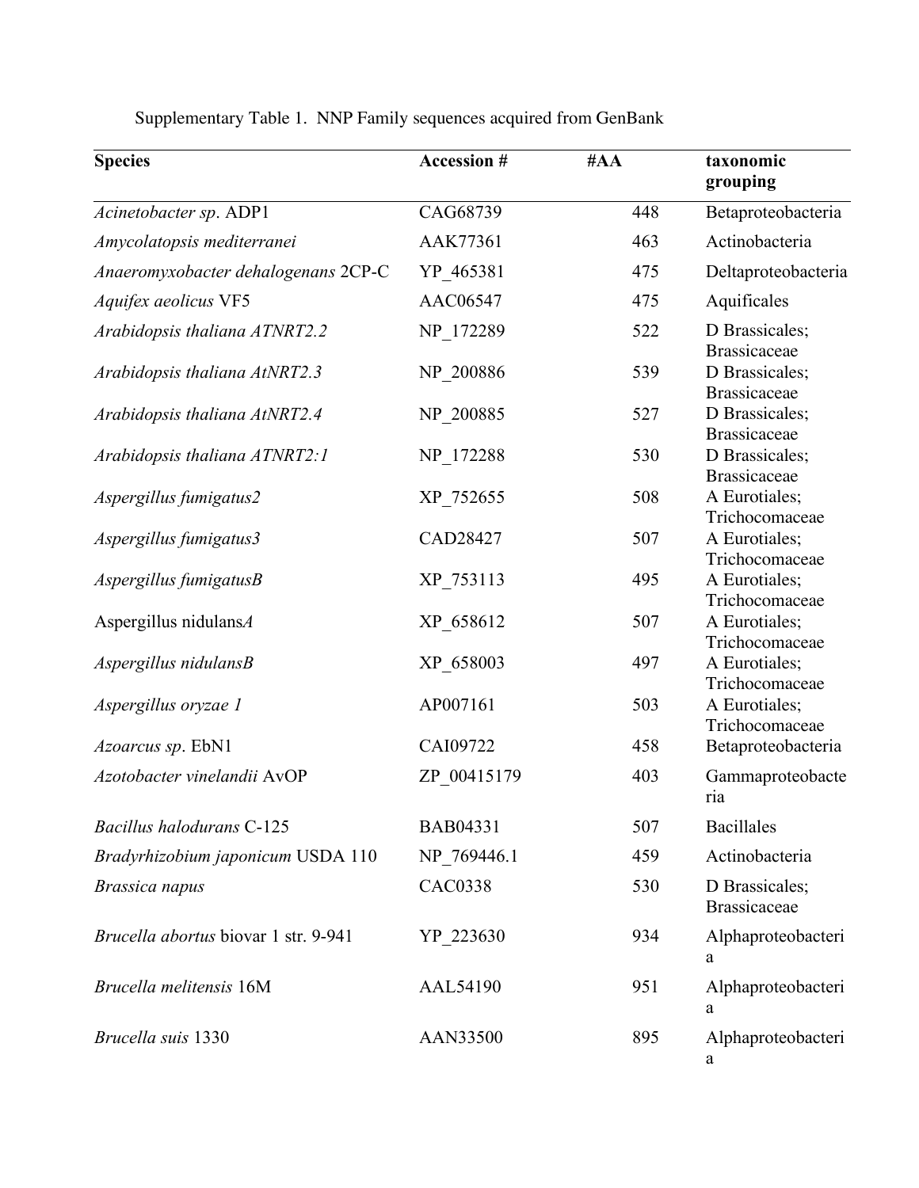Supplementary Table 1. NNP Family sequences acquired from GenBank

| Species | Accession # | #AA | taxonomic grouping |
| --- | --- | --- | --- |
| *Acinetobacter sp*. ADP1 | CAG68739 | 448 | Betaproteobacteria |
| *Amycolatopsis mediterranei* | AAK77361 | 463 | Actinobacteria |
| *Anaeromyxobacter dehalogenans* 2CP-C | YP_465381 | 475 | Deltaproteobacteria |
| *Aquifex aeolicus* VF5 | AAC06547 | 475 | Aquificales |
| *Arabidopsis thaliana ATNRT2.2* | NP_172289 | 522 | D Brassicales; Brassicaceae |
| *Arabidopsis thaliana AtNRT2.3* | NP_200886 | 539 | D Brassicales; Brassicaceae |
| *Arabidopsis thaliana AtNRT2.4* | NP_200885 | 527 | D Brassicales; Brassicaceae |
| *Arabidopsis thaliana ATNRT2:1* | NP_172288 | 530 | D Brassicales; Brassicaceae |
| *Aspergillus fumigatus2* | XP_752655 | 508 | A Eurotiales; Trichocomaceae |
| *Aspergillus fumigatus3* | CAD28427 | 507 | A Eurotiales; Trichocomaceae |
| *Aspergillus fumigatusB* | XP_753113 | 495 | A Eurotiales; Trichocomaceae |
| Aspergillus nidulans*A* | XP_658612 | 507 | A Eurotiales; Trichocomaceae |
| *Aspergillus nidulansB* | XP_658003 | 497 | A Eurotiales; Trichocomaceae |
| *Aspergillus oryzae 1* | AP007161 | 503 | A Eurotiales; Trichocomaceae |
| *Azoarcus sp*. EbN1 | CAI09722 | 458 | Betaproteobacteria |
| *Azotobacter vinelandii* AvOP | ZP_00415179 | 403 | Gammaproteobacteria |
| *Bacillus halodurans* C-125 | BAB04331 | 507 | Bacillales |
| *Bradyrhizobium japonicum* USDA 110 | NP_769446.1 | 459 | Actinobacteria |
| *Brassica napus* | CAC0338 | 530 | D Brassicales; Brassicaceae |
| *Brucella abortus* biovar 1 str. 9-941 | YP_223630 | 934 | Alphaproteobacteria |
| *Brucella melitensis* 16M | AAL54190 | 951 | Alphaproteobacteria |
| *Brucella suis* 1330 | AAN33500 | 895 | Alphaproteobacteria |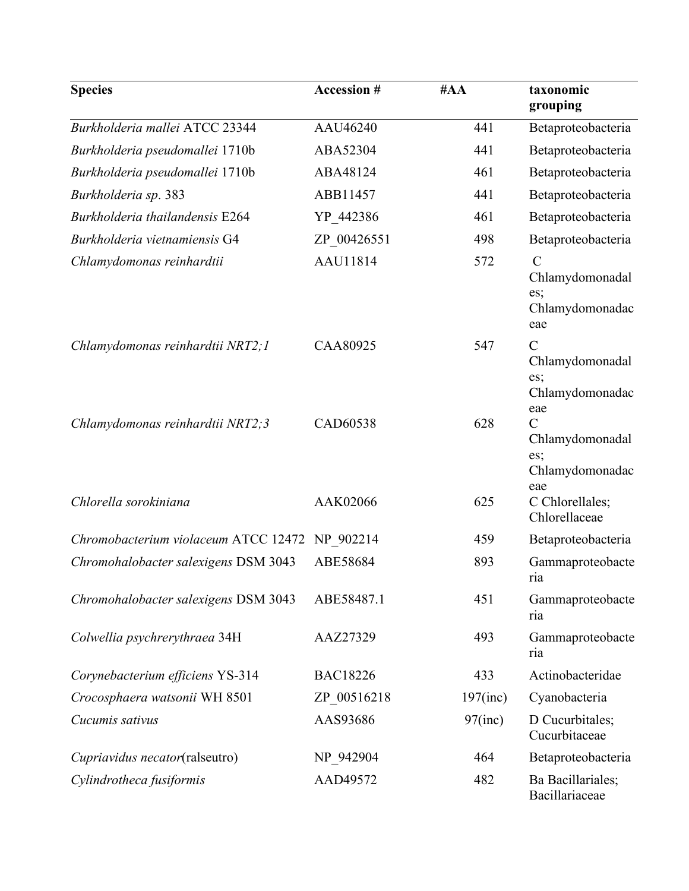| Species | Accession # | #AA | taxonomic grouping |
|---|---|---|---|
| *Burkholderia mallei* ATCC 23344 | AAU46240 | 441 | Betaproteobacteria |
| *Burkholderia pseudomallei* 1710b | ABA52304 | 441 | Betaproteobacteria |
| *Burkholderia pseudomallei* 1710b | ABA48124 | 461 | Betaproteobacteria |
| *Burkholderia sp*. 383 | ABB11457 | 441 | Betaproteobacteria |
| *Burkholderia thailandensis* E264 | YP_442386 | 461 | Betaproteobacteria |
| *Burkholderia vietnamiensis* G4 | ZP_00426551 | 498 | Betaproteobacteria |
| *Chlamydomonas reinhardtii* | AAU11814 | 572 | C Chlamydomonadales; Chlamydomonadaceae |
| *Chlamydomonas reinhardtii NRT2;1* | CAA80925 | 547 | C Chlamydomonadales; Chlamydomonadaceae |
| *Chlamydomonas reinhardtii NRT2;3* | CAD60538 | 628 | C Chlamydomonadales; Chlamydomonadaceae |
| *Chlorella sorokiniana* | AAK02066 | 625 | C Chlorellales; Chlorellaceae |
| *Chromobacterium violaceum* ATCC 12472 | NP_902214 | 459 | Betaproteobacteria |
| *Chromohalobacter salexigens* DSM 3043 | ABE58684 | 893 | Gammaproteobacteria |
| *Chromohalobacter salexigens* DSM 3043 | ABE58487.1 | 451 | Gammaproteobacteria |
| *Colwellia psychrerythraea* 34H | AAZ27329 | 493 | Gammaproteobacteria |
| *Corynebacterium efficiens* YS-314 | BAC18226 | 433 | Actinobacteridae |
| *Crocosphaera watsonii* WH 8501 | ZP_00516218 | 197(inc) | Cyanobacteria |
| *Cucumis sativus* | AAS93686 | 97(inc) | D Cucurbitales; Cucurbitaceae |
| *Cupriavidus necator*(ralseutro) | NP_942904 | 464 | Betaproteobacteria |
| *Cylindrotheca fusiformis* | AAD49572 | 482 | Ba Bacillariales; Bacillariaceae |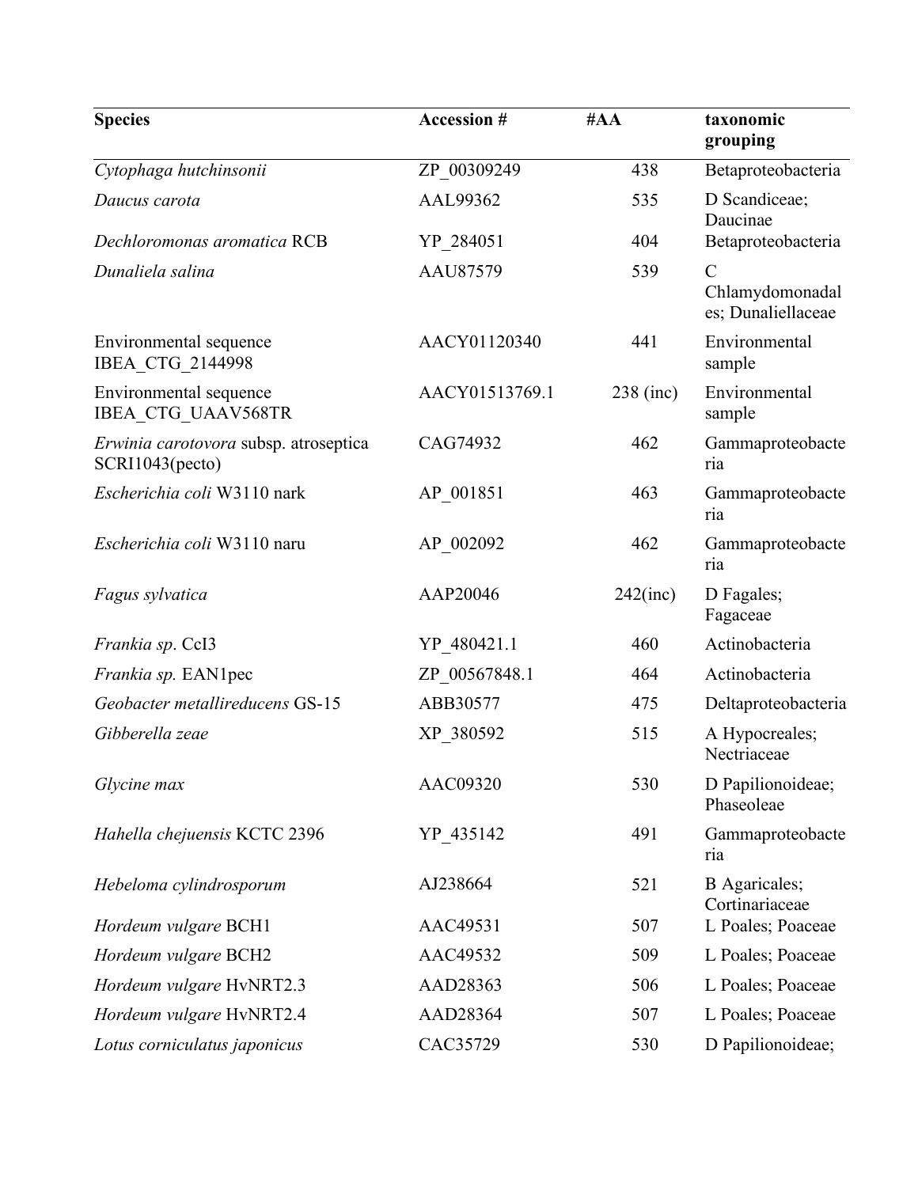| **Species** | **Accession #** | **#AA** | **taxonomic grouping** |
|---|---|---|---|
| *Cytophaga hutchinsonii* | ZP_00309249 | 438 | Betaproteobacteria |
| *Daucus carota* | AAL99362 | 535 | D Scandiceae; Daucinae |
| *Dechloromonas aromatica* RCB | YP_284051 | 404 | Betaproteobacteria |
| *Dunaliela salina* | AAU87579 | 539 | C Chlamydomonadales; Dunaliellaceae |
| Environmental sequence IBEA_CTG_2144998 | AACY01120340 | 441 | Environmental sample |
| Environmental sequence IBEA_CTG_UAAV568TR | AACY01513769.1 | 238 (inc) | Environmental sample |
| *Erwinia carotovora* subsp. atroseptica SCRI1043(pecto) | CAG74932 | 462 | Gammaproteobacteria |
| *Escherichia coli* W3110 nark | AP_001851 | 463 | Gammaproteobacteria |
| *Escherichia coli* W3110 naru | AP_002092 | 462 | Gammaproteobacteria |
| *Fagus sylvatica* | AAP20046 | 242(inc) | D Fagales; Fagaceae |
| *Frankia sp*. CcI3 | YP_480421.1 | 460 | Actinobacteria |
| *Frankia sp.* EAN1pec | ZP_00567848.1 | 464 | Actinobacteria |
| *Geobacter metallireducens* GS-15 | ABB30577 | 475 | Deltaproteobacteria |
| *Gibberella zeae* | XP_380592 | 515 | A Hypocreales; Nectriaceae |
| *Glycine max* | AAC09320 | 530 | D Papilionoideae; Phaseoleae |
| *Hahella chejuensis* KCTC 2396 | YP_435142 | 491 | Gammaproteobacteria |
| *Hebeloma cylindrosporum* | AJ238664 | 521 | B Agaricales; Cortinariaceae |
| *Hordeum vulgare* BCH1 | AAC49531 | 507 | L Poales; Poaceae |
| *Hordeum vulgare* BCH2 | AAC49532 | 509 | L Poales; Poaceae |
| *Hordeum vulgare* HvNRT2.3 | AAD28363 | 506 | L Poales; Poaceae |
| *Hordeum vulgare* HvNRT2.4 | AAD28364 | 507 | L Poales; Poaceae |
| *Lotus corniculatus japonicus* | CAC35729 | 530 | D Papilionoideae; |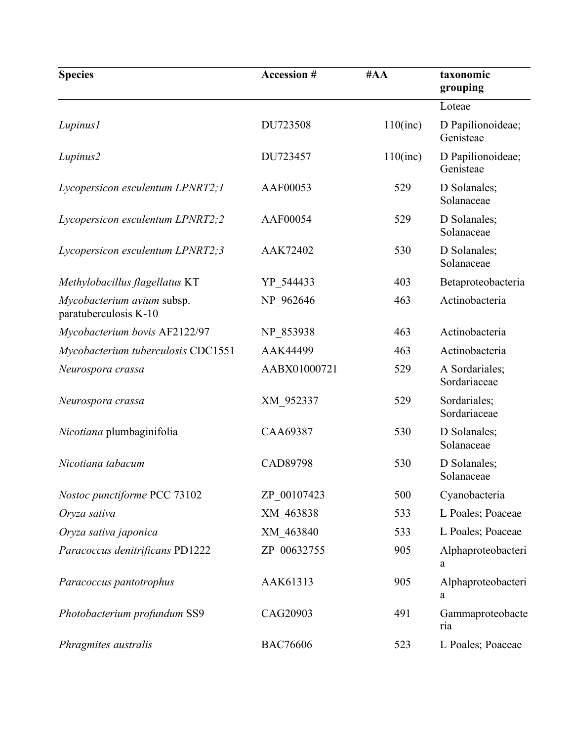| Species | Accession # | #AA | taxonomic grouping |
|---|---|---|---|
| | | | Loteae |
| *Lupinus1* | DU723508 | 110(inc) | D Papilionoideae; Genisteae |
| *Lupinus2* | DU723457 | 110(inc) | D Papilionoideae; Genisteae |
| *Lycopersicon esculentum LPNRT2;1* | AAF00053 | 529 | D Solanales; Solanaceae |
| *Lycopersicon esculentum LPNRT2;2* | AAF00054 | 529 | D Solanales; Solanaceae |
| *Lycopersicon esculentum LPNRT2;3* | AAK72402 | 530 | D Solanales; Solanaceae |
| *Methylobacillus flagellatus* KT | YP_544433 | 403 | Betaproteobacteria |
| *Mycobacterium avium* subsp. paratuberculosis K-10 | NP_962646 | 463 | Actinobacteria |
| *Mycobacterium bovis* AF2122/97 | NP_853938 | 463 | Actinobacteria |
| *Mycobacterium tuberculosis* CDC1551 | AAK44499 | 463 | Actinobacteria |
| *Neurospora crassa* | AABX01000721 | 529 | A Sordariales; Sordariaceae |
| *Neurospora crassa* | XM_952337 | 529 | Sordariales; Sordariaceae |
| *Nicotiana* plumbaginifolia | CAA69387 | 530 | D Solanales; Solanaceae |
| *Nicotiana tabacum* | CAD89798 | 530 | D Solanales; Solanaceae |
| *Nostoc punctiforme* PCC 73102 | ZP_00107423 | 500 | Cyanobacteria |
| *Oryza sativa* | XM_463838 | 533 | L Poales; Poaceae |
| *Oryza sativa japonica* | XM_463840 | 533 | L Poales; Poaceae |
| *Paracoccus denitrificans* PD1222 | ZP_00632755 | 905 | Alphaproteobacteria |
| *Paracoccus pantotrophus* | AAK61313 | 905 | Alphaproteobacteria |
| *Photobacterium profundum* SS9 | CAG20903 | 491 | Gammaproteobacteria |
| *Phragmites australis* | BAC76606 | 523 | L Poales; Poaceae |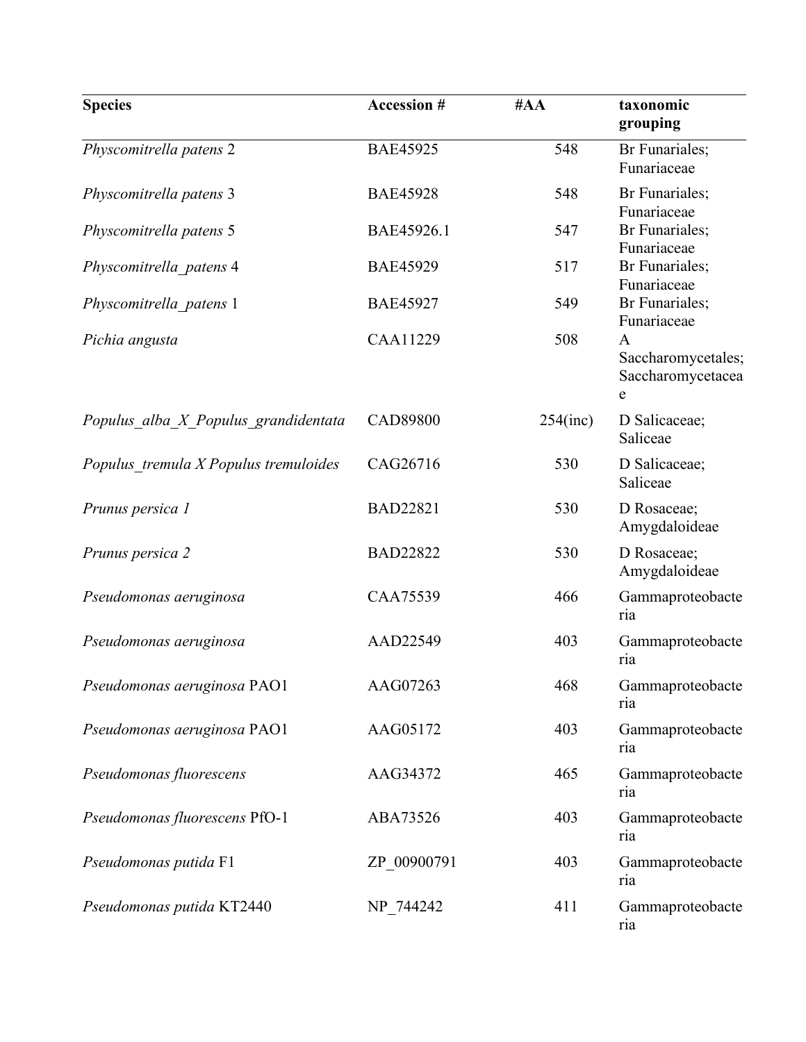| Species | Accession # | #AA | taxonomic grouping |
|---|---|---|---|
| *Physcomitrella patens* 2 | BAE45925 | 548 | Br Funariales; Funariaceae |
| *Physcomitrella patens* 3 | BAE45928 | 548 | Br Funariales; Funariaceae |
| *Physcomitrella patens* 5 | BAE45926.1 | 547 | Br Funariales; Funariaceae |
| *Physcomitrella_patens* 4 | BAE45929 | 517 | Br Funariales; Funariaceae |
| *Physcomitrella_patens* 1 | BAE45927 | 549 | Br Funariales; Funariaceae |
| *Pichia angusta* | CAA11229 | 508 | A Saccharomycetales; Saccharomycetaceae |
| *Populus_alba_X_Populus_grandidentata* | CAD89800 | 254(inc) | D Salicaceae; Saliceae |
| *Populus_tremula X Populus tremuloides* | CAG26716 | 530 | D Salicaceae; Saliceae |
| *Prunus persica 1* | BAD22821 | 530 | D Rosaceae; Amygdaloideae |
| *Prunus persica 2* | BAD22822 | 530 | D Rosaceae; Amygdaloideae |
| *Pseudomonas aeruginosa* | CAA75539 | 466 | Gammaproteobacteria |
| *Pseudomonas aeruginosa* | AAD22549 | 403 | Gammaproteobacteria |
| *Pseudomonas aeruginosa* PAO1 | AAG07263 | 468 | Gammaproteobacteria |
| *Pseudomonas aeruginosa* PAO1 | AAG05172 | 403 | Gammaproteobacteria |
| *Pseudomonas fluorescens* | AAG34372 | 465 | Gammaproteobacteria |
| *Pseudomonas fluorescens* PfO-1 | ABA73526 | 403 | Gammaproteobacteria |
| *Pseudomonas putida* F1 | ZP_00900791 | 403 | Gammaproteobacteria |
| *Pseudomonas putida* KT2440 | NP_744242 | 411 | Gammaproteobacteria |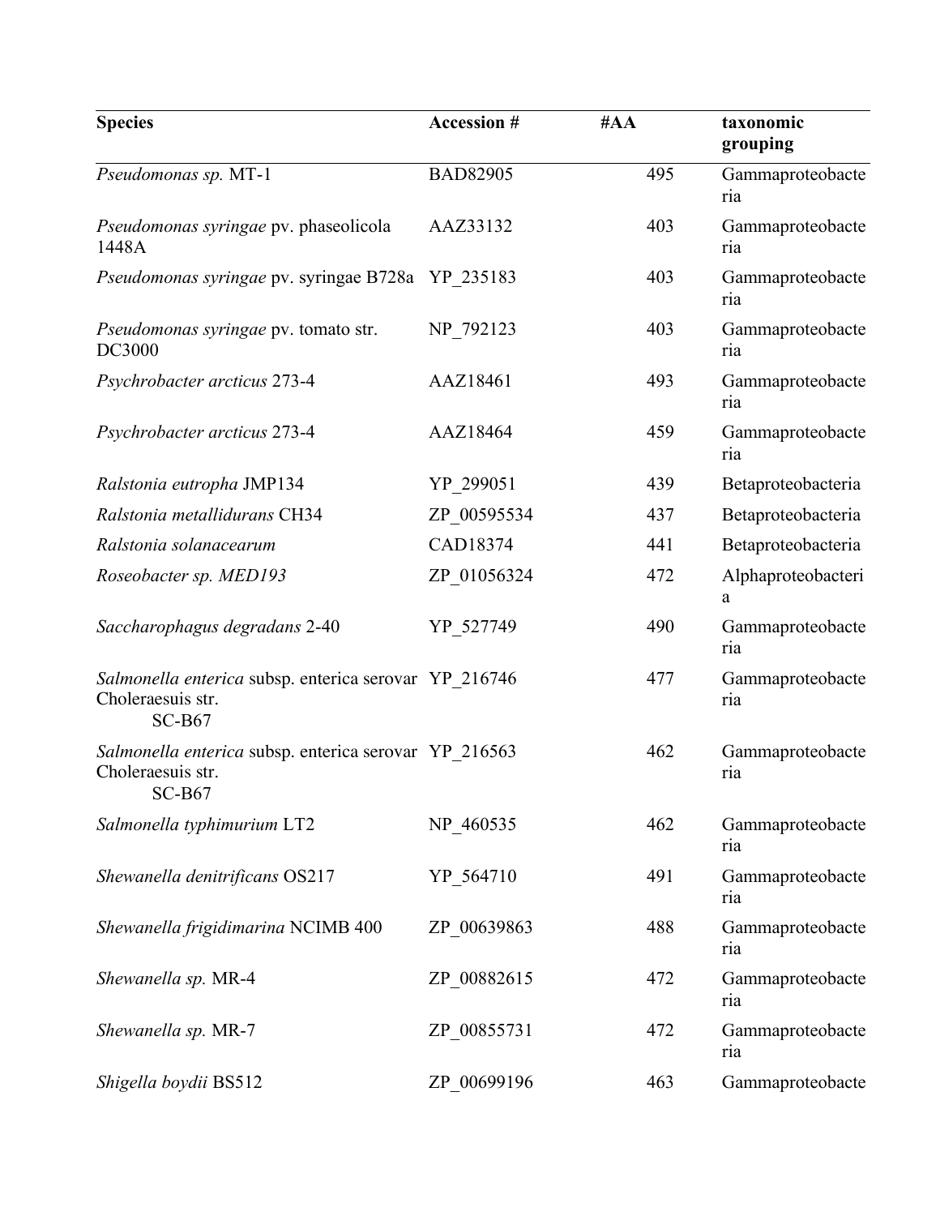| Species | Accession # | #AA | taxonomic grouping |
|---|---|---|---|
| *Pseudomonas sp.* MT-1 | BAD82905 | 495 | Gammaproteobacteria |
| *Pseudomonas syringae* pv. phaseolicola 1448A | AAZ33132 | 403 | Gammaproteobacteria |
| *Pseudomonas syringae* pv. syringae B728a | YP_235183 | 403 | Gammaproteobacteria |
| *Pseudomonas syringae* pv. tomato str. DC3000 | NP_792123 | 403 | Gammaproteobacteria |
| *Psychrobacter arcticus* 273-4 | AAZ18461 | 493 | Gammaproteobacteria |
| *Psychrobacter arcticus* 273-4 | AAZ18464 | 459 | Gammaproteobacteria |
| *Ralstonia eutropha* JMP134 | YP_299051 | 439 | Betaproteobacteria |
| *Ralstonia metallidurans* CH34 | ZP_00595534 | 437 | Betaproteobacteria |
| *Ralstonia solanacearum* | CAD18374 | 441 | Betaproteobacteria |
| *Roseobacter sp. MED193* | ZP_01056324 | 472 | Alphaproteobacteria |
| *Saccharophagus degradans* 2-40 | YP_527749 | 490 | Gammaproteobacteria |
| *Salmonella enterica* subsp. enterica serovar Choleraesuis str. SC-B67 | YP_216746 | 477 | Gammaproteobacteria |
| *Salmonella enterica* subsp. enterica serovar Choleraesuis str. SC-B67 | YP_216563 | 462 | Gammaproteobacteria |
| *Salmonella typhimurium* LT2 | NP_460535 | 462 | Gammaproteobacteria |
| *Shewanella denitrificans* OS217 | YP_564710 | 491 | Gammaproteobacteria |
| *Shewanella frigidimarina* NCIMB 400 | ZP_00639863 | 488 | Gammaproteobacteria |
| *Shewanella sp.* MR-4 | ZP_00882615 | 472 | Gammaproteobacteria |
| *Shewanella sp.* MR-7 | ZP_00855731 | 472 | Gammaproteobacteria |
| *Shigella boydii* BS512 | ZP_00699196 | 463 | Gammaproteobacte |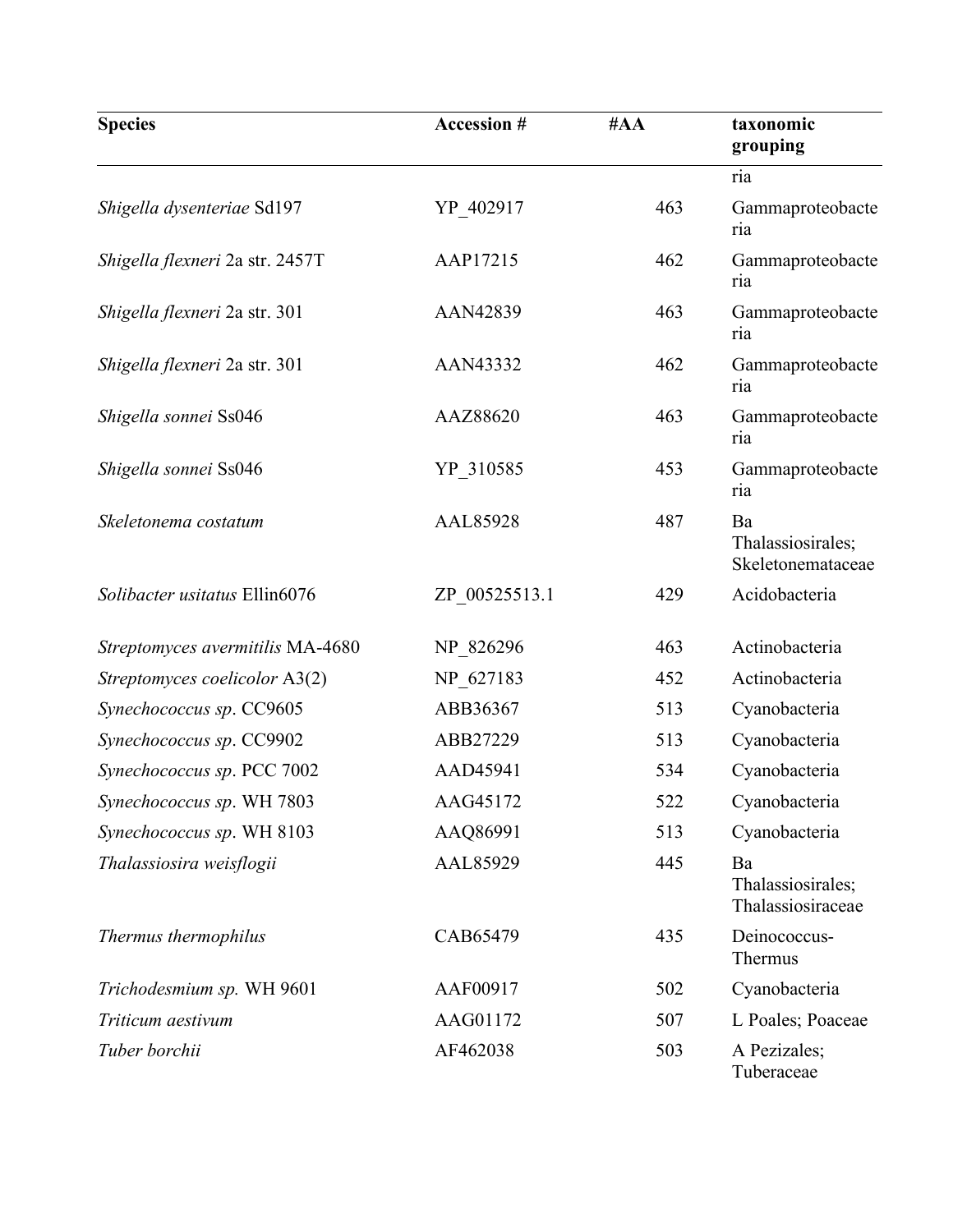| Species | Accession # | #AA | taxonomic grouping |
|---|---|---|---|
| | | | ria |
| *Shigella dysenteriae* Sd197 | YP_402917 | 463 | Gammaproteobacteria |
| *Shigella flexneri* 2a str. 2457T | AAP17215 | 462 | Gammaproteobacteria |
| *Shigella flexneri* 2a str. 301 | AAN42839 | 463 | Gammaproteobacteria |
| *Shigella flexneri* 2a str. 301 | AAN43332 | 462 | Gammaproteobacteria |
| *Shigella sonnei* Ss046 | AAZ88620 | 463 | Gammaproteobacteria |
| *Shigella sonnei* Ss046 | YP_310585 | 453 | Gammaproteobacteria |
| *Skeletonema costatum* | AAL85928 | 487 | Ba Thalassiosirales; Skeletonemataceae |
| *Solibacter usitatus* Ellin6076 | ZP_00525513.1 | 429 | Acidobacteria |
| *Streptomyces avermitilis* MA-4680 | NP_826296 | 463 | Actinobacteria |
| *Streptomyces coelicolor* A3(2) | NP_627183 | 452 | Actinobacteria |
| *Synechococcus sp*. CC9605 | ABB36367 | 513 | Cyanobacteria |
| *Synechococcus sp*. CC9902 | ABB27229 | 513 | Cyanobacteria |
| *Synechococcus sp*. PCC 7002 | AAD45941 | 534 | Cyanobacteria |
| *Synechococcus sp*. WH 7803 | AAG45172 | 522 | Cyanobacteria |
| *Synechococcus sp*. WH 8103 | AAQ86991 | 513 | Cyanobacteria |
| *Thalassiosira weisflogii* | AAL85929 | 445 | Ba Thalassiosirales; Thalassiosiraceae |
| *Thermus thermophilus* | CAB65479 | 435 | Deinococcus-Thermus |
| *Trichodesmium sp.* WH 9601 | AAF00917 | 502 | Cyanobacteria |
| *Triticum aestivum* | AAG01172 | 507 | L Poales; Poaceae |
| *Tuber borchii* | AF462038 | 503 | A Pezizales; Tuberaceae |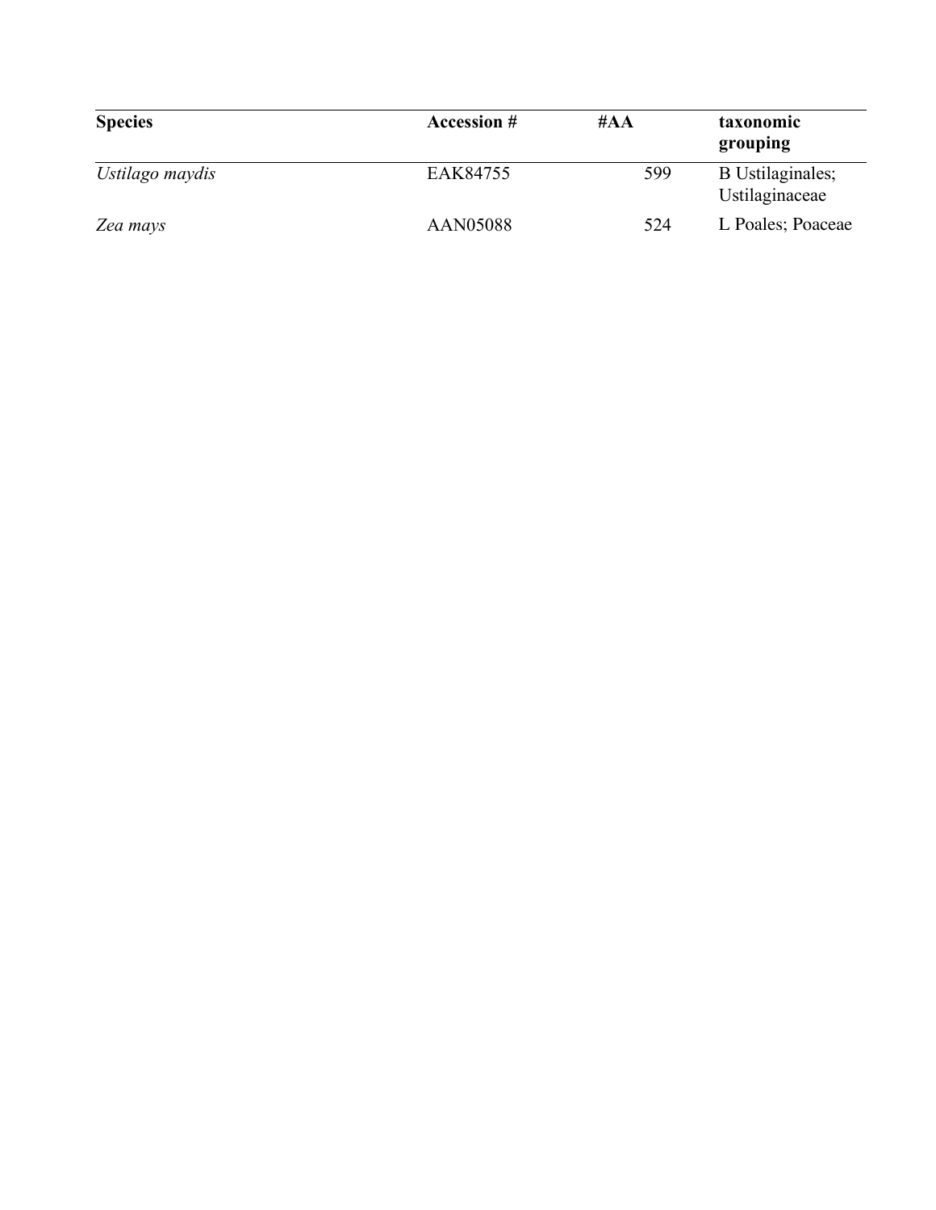| **Species** | **Accession #** | **#AA** | **taxonomic grouping** |
|---|---|---|---|
| *Ustilago maydis* | EAK84755 | 599 | B Ustilaginales; Ustilaginaceae |
| *Zea mays* | AAN05088 | 524 | L Poales; Poaceae |